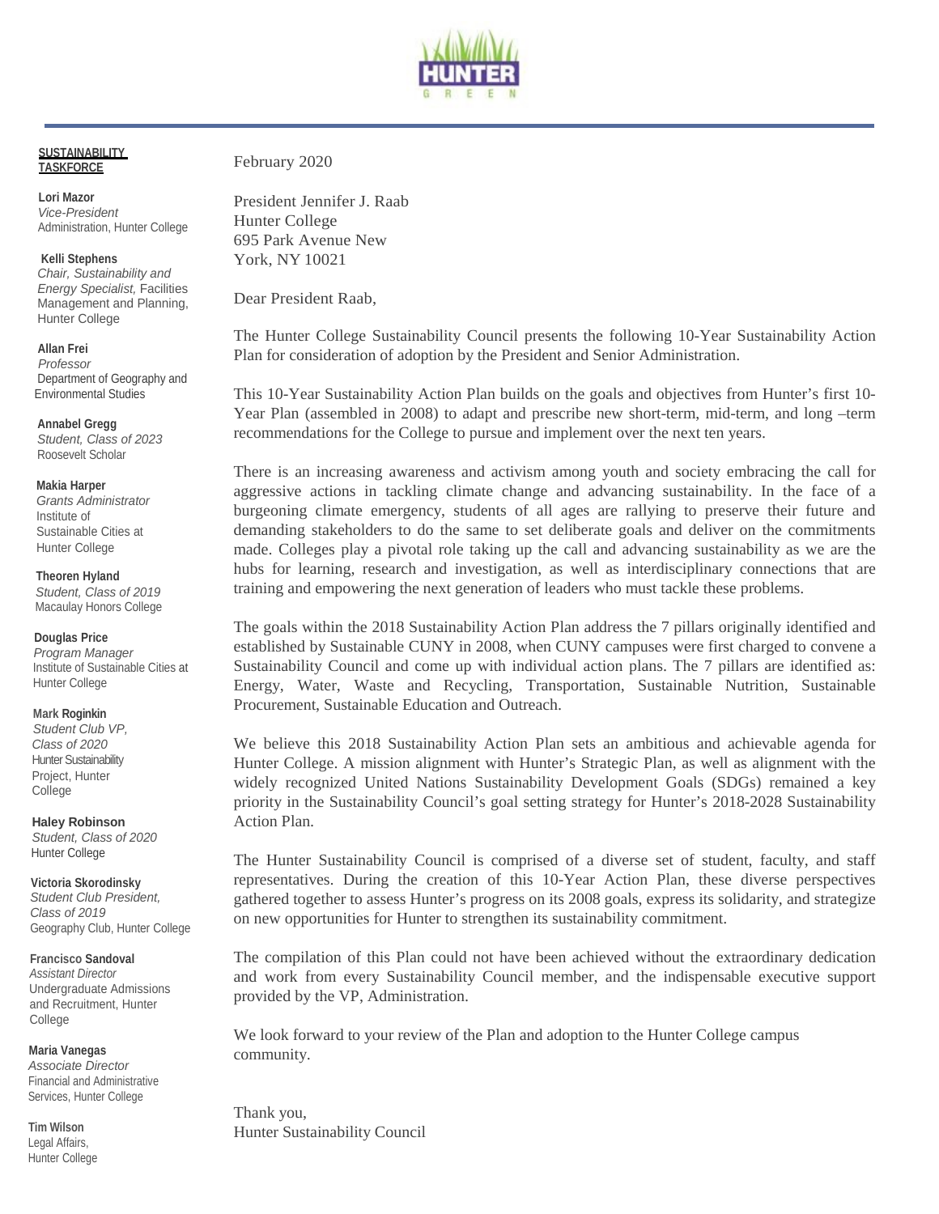HUNTER GREEN

**SUSTAINABILITY TASKFORCE**

**Lori Mazor**
*Vice-President*
Administration, Hunter College

**Kelli Stephens**
*Chair, Sustainability and Energy Specialist,* Facilities Management and Planning, Hunter College

**Allan Frei**
*Professor*
Department of Geography and Environmental Studies

**Annabel Gregg**
*Student, Class of 2023*
Roosevelt Scholar

**Makia Harper**
*Grants Administrator*
Institute of Sustainable Cities at Hunter College

**Theoren Hyland**
*Student, Class of 2019*
Macaulay Honors College

**Douglas Price**
*Program Manager*
Institute of Sustainable Cities at Hunter College

**Mark Roginkin**
*Student Club VP, Class of 2020*
Hunter Sustainability Project, Hunter College

**Haley Robinson**
*Student, Class of 2020*
Hunter College

**Victoria Skorodinsky**
*Student Club President, Class of 2019*
Geography Club, Hunter College

**Francisco Sandoval**
*Assistant Director*
Undergraduate Admissions and Recruitment, Hunter College

**Maria Vanegas**
*Associate Director*
Financial and Administrative Services, Hunter College

**Tim Wilson**
Legal Affairs, Hunter College

---

February 2020

President Jennifer J. Raab
Hunter College
695 Park Avenue New
York, NY 10021

Dear President Raab,

The Hunter College Sustainability Council presents the following 10-Year Sustainability Action Plan for consideration of adoption by the President and Senior Administration.

This 10-Year Sustainability Action Plan builds on the goals and objectives from Hunter's first 10-Year Plan (assembled in 2008) to adapt and prescribe new short-term, mid-term, and long –term recommendations for the College to pursue and implement over the next ten years.

There is an increasing awareness and activism among youth and society embracing the call for aggressive actions in tackling climate change and advancing sustainability. In the face of a burgeoning climate emergency, students of all ages are rallying to preserve their future and demanding stakeholders to do the same to set deliberate goals and deliver on the commitments made. Colleges play a pivotal role taking up the call and advancing sustainability as we are the hubs for learning, research and investigation, as well as interdisciplinary connections that are training and empowering the next generation of leaders who must tackle these problems.

The goals within the 2018 Sustainability Action Plan address the 7 pillars originally identified and established by Sustainable CUNY in 2008, when CUNY campuses were first charged to convene a Sustainability Council and come up with individual action plans. The 7 pillars are identified as: Energy, Water, Waste and Recycling, Transportation, Sustainable Nutrition, Sustainable Procurement, Sustainable Education and Outreach.

We believe this 2018 Sustainability Action Plan sets an ambitious and achievable agenda for Hunter College. A mission alignment with Hunter's Strategic Plan, as well as alignment with the widely recognized United Nations Sustainability Development Goals (SDGs) remained a key priority in the Sustainability Council's goal setting strategy for Hunter's 2018-2028 Sustainability Action Plan.

The Hunter Sustainability Council is comprised of a diverse set of student, faculty, and staff representatives. During the creation of this 10-Year Action Plan, these diverse perspectives gathered together to assess Hunter's progress on its 2008 goals, express its solidarity, and strategize on new opportunities for Hunter to strengthen its sustainability commitment.

The compilation of this Plan could not have been achieved without the extraordinary dedication and work from every Sustainability Council member, and the indispensable executive support provided by the VP, Administration.

We look forward to your review of the Plan and adoption to the Hunter College campus community.

Thank you,
Hunter Sustainability Council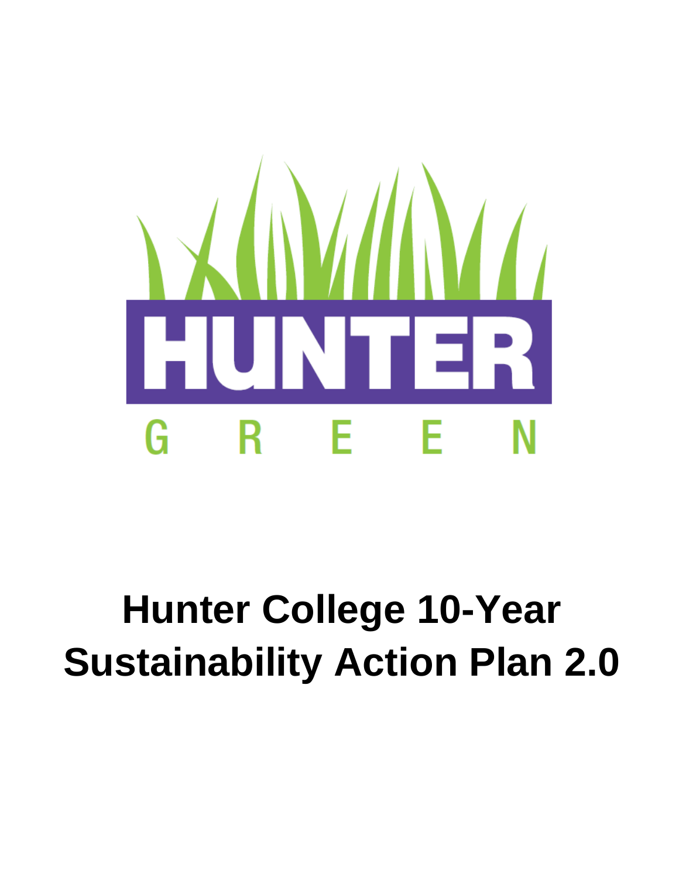HUNTER

GREEN

# Hunter College 10-Year Sustainability Action Plan 2.0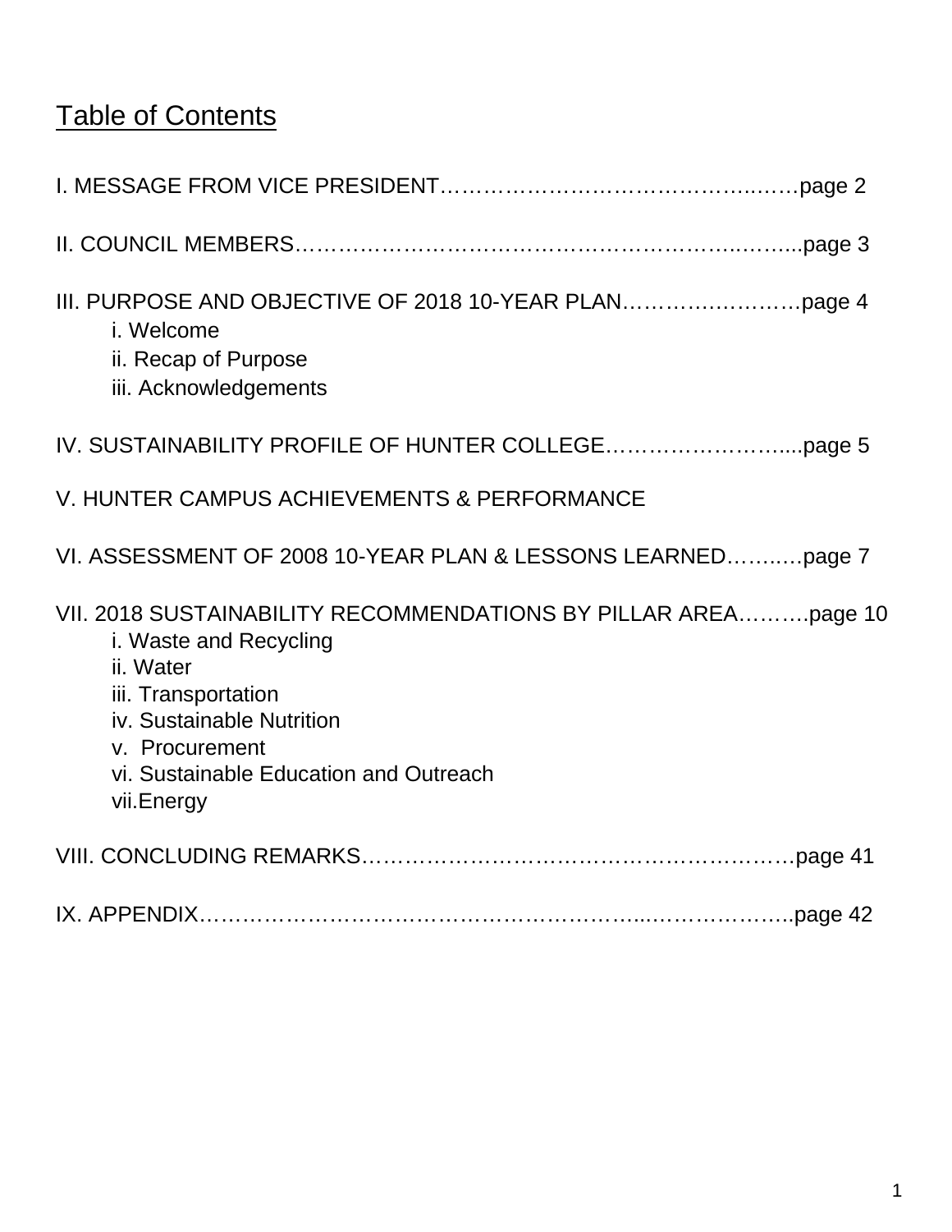# Table of Contents

I. MESSAGE FROM VICE PRESIDENT……………………………………..……page 2

II. COUNCIL MEMBERS…………………………………………………..……...page 3

III. PURPOSE AND OBJECTIVE OF 2018 10-YEAR PLAN…………….…………page 4

- i. Welcome
- ii. Recap of Purpose
- iii. Acknowledgements

IV. SUSTAINABILITY PROFILE OF HUNTER COLLEGE…………………….....page 5

V. HUNTER CAMPUS ACHIEVEMENTS & PERFORMANCE

VI. ASSESSMENT OF 2008 10-YEAR PLAN & LESSONS LEARNED……..…page 7

VII. 2018 SUSTAINABILITY RECOMMENDATIONS BY PILLAR AREA……….page 10

- i. Waste and Recycling
- ii. Water
- iii. Transportation
- iv. Sustainable Nutrition
- v. Procurement
- vi. Sustainable Education and Outreach
- vii.Energy

VIII. CONCLUDING REMARKS……………………………………………………page 41

IX. APPENDIX…………………………………………………...………………..page 42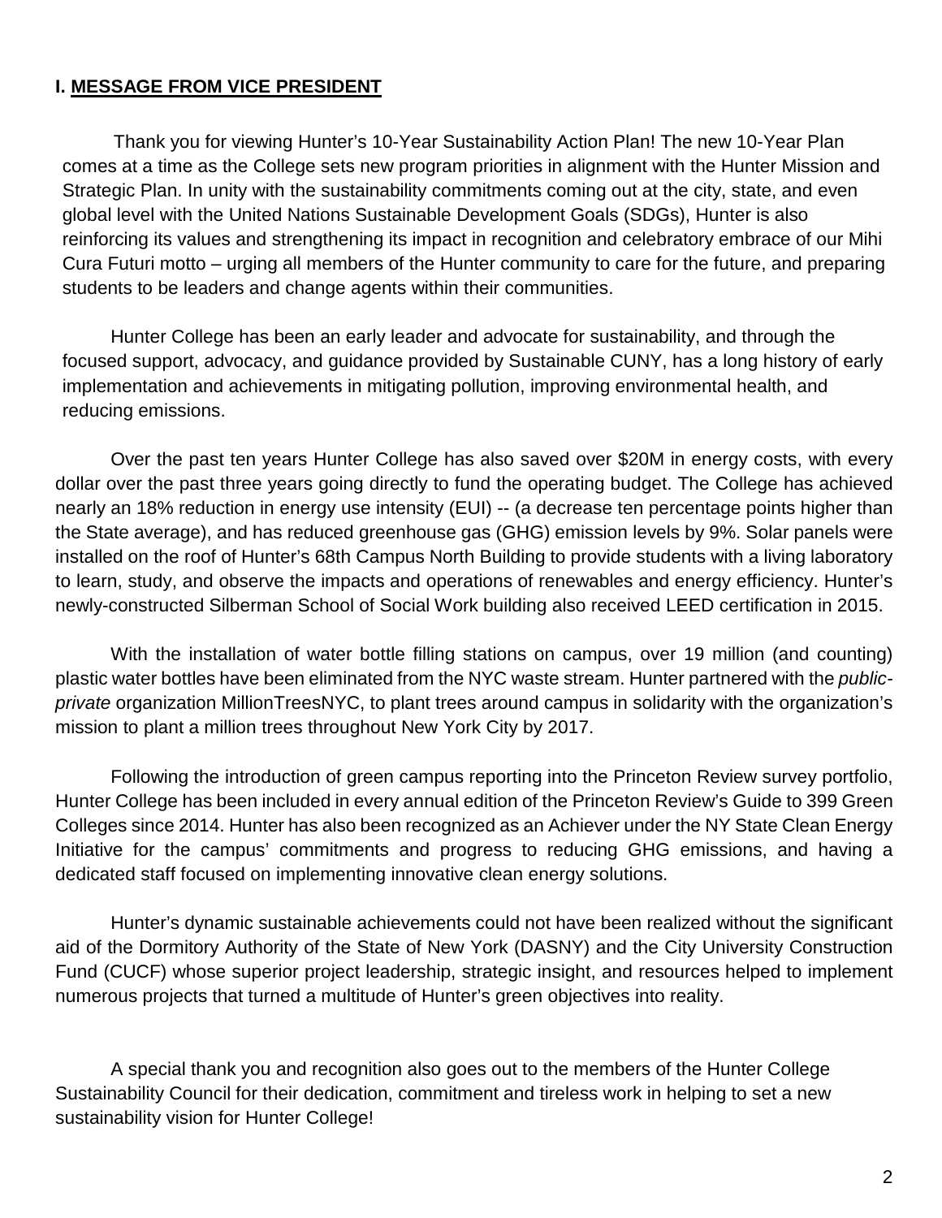## I. MESSAGE FROM VICE PRESIDENT

Thank you for viewing Hunter's 10-Year Sustainability Action Plan! The new 10-Year Plan comes at a time as the College sets new program priorities in alignment with the Hunter Mission and Strategic Plan. In unity with the sustainability commitments coming out at the city, state, and even global level with the United Nations Sustainable Development Goals (SDGs), Hunter is also reinforcing its values and strengthening its impact in recognition and celebratory embrace of our Mihi Cura Futuri motto – urging all members of the Hunter community to care for the future, and preparing students to be leaders and change agents within their communities.

Hunter College has been an early leader and advocate for sustainability, and through the focused support, advocacy, and guidance provided by Sustainable CUNY, has a long history of early implementation and achievements in mitigating pollution, improving environmental health, and reducing emissions.

Over the past ten years Hunter College has also saved over $20M in energy costs, with every dollar over the past three years going directly to fund the operating budget. The College has achieved nearly an 18% reduction in energy use intensity (EUI) -- (a decrease ten percentage points higher than the State average), and has reduced greenhouse gas (GHG) emission levels by 9%. Solar panels were installed on the roof of Hunter's 68th Campus North Building to provide students with a living laboratory to learn, study, and observe the impacts and operations of renewables and energy efficiency. Hunter's newly-constructed Silberman School of Social Work building also received LEED certification in 2015.

With the installation of water bottle filling stations on campus, over 19 million (and counting) plastic water bottles have been eliminated from the NYC waste stream. Hunter partnered with the *public-private* organization MillionTreesNYC, to plant trees around campus in solidarity with the organization's mission to plant a million trees throughout New York City by 2017.

Following the introduction of green campus reporting into the Princeton Review survey portfolio, Hunter College has been included in every annual edition of the Princeton Review's Guide to 399 Green Colleges since 2014. Hunter has also been recognized as an Achiever under the NY State Clean Energy Initiative for the campus' commitments and progress to reducing GHG emissions, and having a dedicated staff focused on implementing innovative clean energy solutions.

Hunter's dynamic sustainable achievements could not have been realized without the significant aid of the Dormitory Authority of the State of New York (DASNY) and the City University Construction Fund (CUCF) whose superior project leadership, strategic insight, and resources helped to implement numerous projects that turned a multitude of Hunter's green objectives into reality.

A special thank you and recognition also goes out to the members of the Hunter College Sustainability Council for their dedication, commitment and tireless work in helping to set a new sustainability vision for Hunter College!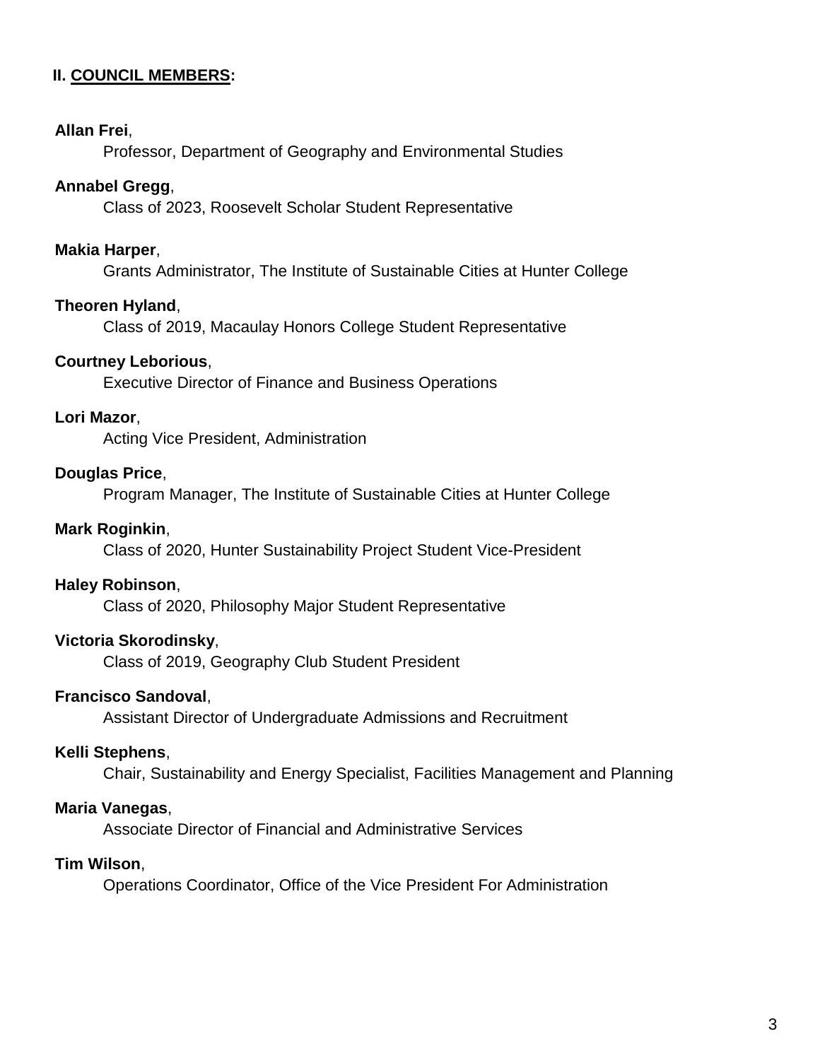## II. COUNCIL MEMBERS:

**Allan Frei**,
Professor, Department of Geography and Environmental Studies

**Annabel Gregg**,
Class of 2023, Roosevelt Scholar Student Representative

**Makia Harper**,
Grants Administrator, The Institute of Sustainable Cities at Hunter College

**Theoren Hyland**,
Class of 2019, Macaulay Honors College Student Representative

**Courtney Leborious**,
Executive Director of Finance and Business Operations

**Lori Mazor**,
Acting Vice President, Administration

**Douglas Price**,
Program Manager, The Institute of Sustainable Cities at Hunter College

**Mark Roginkin**,
Class of 2020, Hunter Sustainability Project Student Vice-President

**Haley Robinson**,
Class of 2020, Philosophy Major Student Representative

**Victoria Skorodinsky**,
Class of 2019, Geography Club Student President

**Francisco Sandoval**,
Assistant Director of Undergraduate Admissions and Recruitment

**Kelli Stephens**,
Chair, Sustainability and Energy Specialist, Facilities Management and Planning

**Maria Vanegas**,
Associate Director of Financial and Administrative Services

**Tim Wilson**,
Operations Coordinator, Office of the Vice President For Administration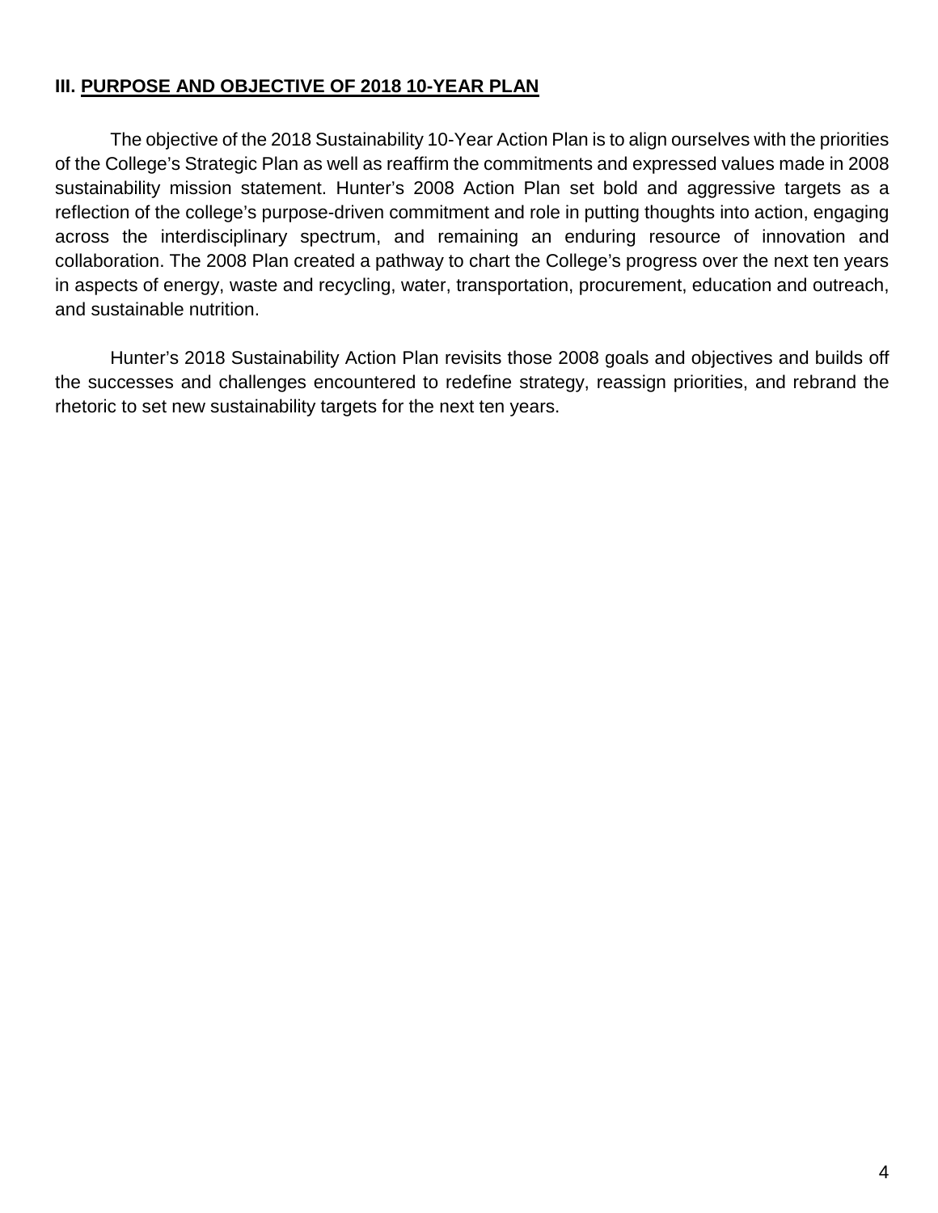## III. PURPOSE AND OBJECTIVE OF 2018 10-YEAR PLAN

The objective of the 2018 Sustainability 10-Year Action Plan is to align ourselves with the priorities of the College's Strategic Plan as well as reaffirm the commitments and expressed values made in 2008 sustainability mission statement. Hunter's 2008 Action Plan set bold and aggressive targets as a reflection of the college's purpose-driven commitment and role in putting thoughts into action, engaging across the interdisciplinary spectrum, and remaining an enduring resource of innovation and collaboration. The 2008 Plan created a pathway to chart the College's progress over the next ten years in aspects of energy, waste and recycling, water, transportation, procurement, education and outreach, and sustainable nutrition.

Hunter's 2018 Sustainability Action Plan revisits those 2008 goals and objectives and builds off the successes and challenges encountered to redefine strategy, reassign priorities, and rebrand the rhetoric to set new sustainability targets for the next ten years.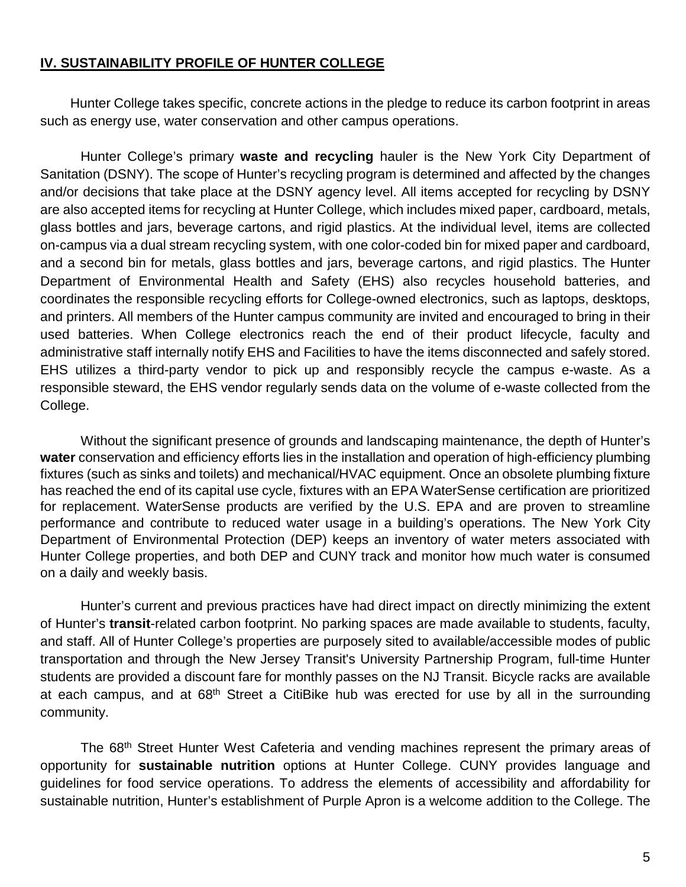## IV. SUSTAINABILITY PROFILE OF HUNTER COLLEGE

Hunter College takes specific, concrete actions in the pledge to reduce its carbon footprint in areas such as energy use, water conservation and other campus operations.

Hunter College's primary **waste and recycling** hauler is the New York City Department of Sanitation (DSNY). The scope of Hunter's recycling program is determined and affected by the changes and/or decisions that take place at the DSNY agency level. All items accepted for recycling by DSNY are also accepted items for recycling at Hunter College, which includes mixed paper, cardboard, metals, glass bottles and jars, beverage cartons, and rigid plastics. At the individual level, items are collected on-campus via a dual stream recycling system, with one color-coded bin for mixed paper and cardboard, and a second bin for metals, glass bottles and jars, beverage cartons, and rigid plastics. The Hunter Department of Environmental Health and Safety (EHS) also recycles household batteries, and coordinates the responsible recycling efforts for College-owned electronics, such as laptops, desktops, and printers. All members of the Hunter campus community are invited and encouraged to bring in their used batteries. When College electronics reach the end of their product lifecycle, faculty and administrative staff internally notify EHS and Facilities to have the items disconnected and safely stored. EHS utilizes a third-party vendor to pick up and responsibly recycle the campus e-waste. As a responsible steward, the EHS vendor regularly sends data on the volume of e-waste collected from the College.

Without the significant presence of grounds and landscaping maintenance, the depth of Hunter's **water** conservation and efficiency efforts lies in the installation and operation of high-efficiency plumbing fixtures (such as sinks and toilets) and mechanical/HVAC equipment. Once an obsolete plumbing fixture has reached the end of its capital use cycle, fixtures with an EPA WaterSense certification are prioritized for replacement. WaterSense products are verified by the U.S. EPA and are proven to streamline performance and contribute to reduced water usage in a building's operations. The New York City Department of Environmental Protection (DEP) keeps an inventory of water meters associated with Hunter College properties, and both DEP and CUNY track and monitor how much water is consumed on a daily and weekly basis.

Hunter's current and previous practices have had direct impact on directly minimizing the extent of Hunter's **transit**-related carbon footprint. No parking spaces are made available to students, faculty, and staff. All of Hunter College's properties are purposely sited to available/accessible modes of public transportation and through the New Jersey Transit's University Partnership Program, full-time Hunter students are provided a discount fare for monthly passes on the NJ Transit. Bicycle racks are available at each campus, and at 68th Street a CitiBike hub was erected for use by all in the surrounding community.

The 68th Street Hunter West Cafeteria and vending machines represent the primary areas of opportunity for **sustainable nutrition** options at Hunter College. CUNY provides language and guidelines for food service operations. To address the elements of accessibility and affordability for sustainable nutrition, Hunter's establishment of Purple Apron is a welcome addition to the College. The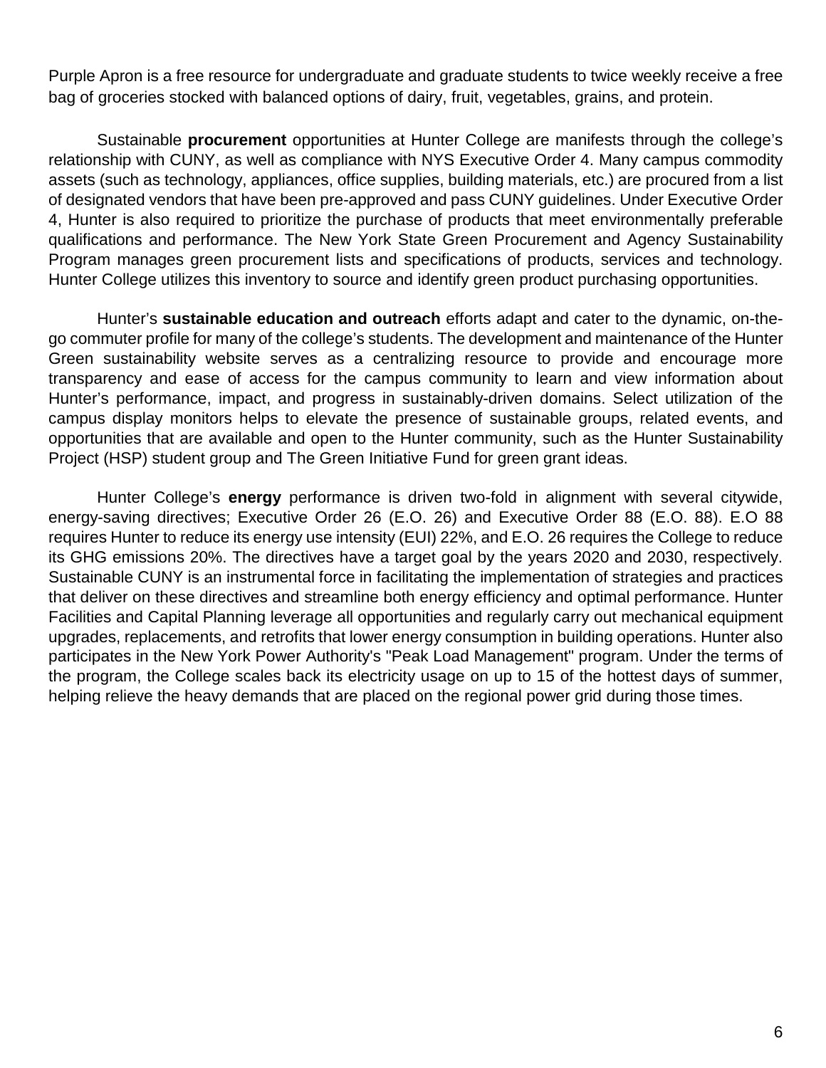Purple Apron is a free resource for undergraduate and graduate students to twice weekly receive a free bag of groceries stocked with balanced options of dairy, fruit, vegetables, grains, and protein.

Sustainable **procurement** opportunities at Hunter College are manifests through the college's relationship with CUNY, as well as compliance with NYS Executive Order 4. Many campus commodity assets (such as technology, appliances, office supplies, building materials, etc.) are procured from a list of designated vendors that have been pre-approved and pass CUNY guidelines. Under Executive Order 4, Hunter is also required to prioritize the purchase of products that meet environmentally preferable qualifications and performance. The New York State Green Procurement and Agency Sustainability Program manages green procurement lists and specifications of products, services and technology. Hunter College utilizes this inventory to source and identify green product purchasing opportunities.

Hunter's **sustainable education and outreach** efforts adapt and cater to the dynamic, on-the-go commuter profile for many of the college's students. The development and maintenance of the Hunter Green sustainability website serves as a centralizing resource to provide and encourage more transparency and ease of access for the campus community to learn and view information about Hunter's performance, impact, and progress in sustainably-driven domains. Select utilization of the campus display monitors helps to elevate the presence of sustainable groups, related events, and opportunities that are available and open to the Hunter community, such as the Hunter Sustainability Project (HSP) student group and The Green Initiative Fund for green grant ideas.

Hunter College's **energy** performance is driven two-fold in alignment with several citywide, energy-saving directives; Executive Order 26 (E.O. 26) and Executive Order 88 (E.O. 88). E.O 88 requires Hunter to reduce its energy use intensity (EUI) 22%, and E.O. 26 requires the College to reduce its GHG emissions 20%. The directives have a target goal by the years 2020 and 2030, respectively. Sustainable CUNY is an instrumental force in facilitating the implementation of strategies and practices that deliver on these directives and streamline both energy efficiency and optimal performance. Hunter Facilities and Capital Planning leverage all opportunities and regularly carry out mechanical equipment upgrades, replacements, and retrofits that lower energy consumption in building operations. Hunter also participates in the New York Power Authority's "Peak Load Management" program. Under the terms of the program, the College scales back its electricity usage on up to 15 of the hottest days of summer, helping relieve the heavy demands that are placed on the regional power grid during those times.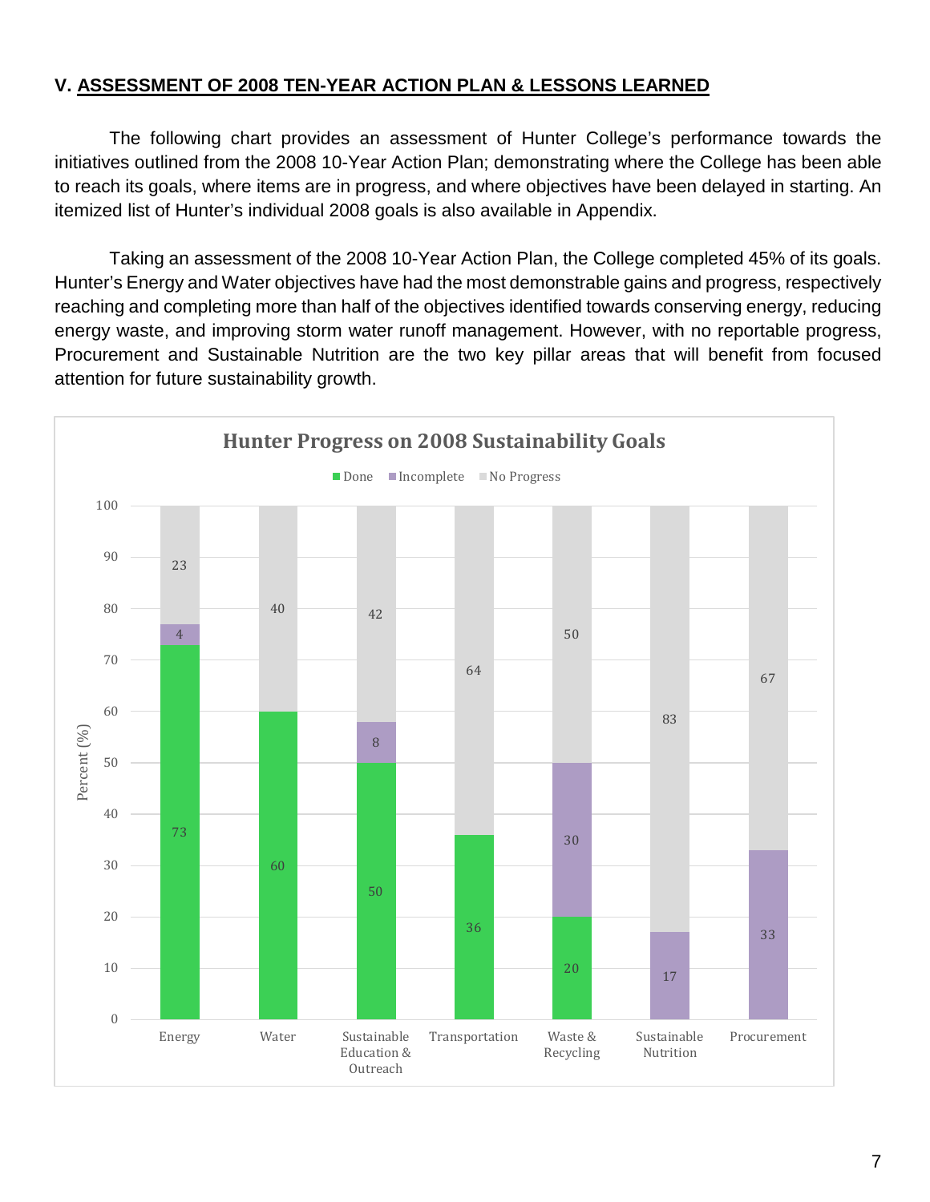## V. ASSESSMENT OF 2008 TEN-YEAR ACTION PLAN & LESSONS LEARNED

The following chart provides an assessment of Hunter College's performance towards the initiatives outlined from the 2008 10-Year Action Plan; demonstrating where the College has been able to reach its goals, where items are in progress, and where objectives have been delayed in starting. An itemized list of Hunter's individual 2008 goals is also available in Appendix.

Taking an assessment of the 2008 10-Year Action Plan, the College completed 45% of its goals. Hunter's Energy and Water objectives have had the most demonstrable gains and progress, respectively reaching and completing more than half of the objectives identified towards conserving energy, reducing energy waste, and improving storm water runoff management. However, with no reportable progress, Procurement and Sustainable Nutrition are the two key pillar areas that will benefit from focused attention for future sustainability growth.

**Hunter Progress on 2008 Sustainability Goals**

| Category | Done | Incomplete | No Progress |
|---|---|---|---|
| Energy | 73 | 4 | 23 |
| Water | 60 | | 40 |
| Sustainable Education & Outreach | 50 | 8 | 42 |
| Transportation | 36 | | 64 |
| Waste & Recycling | 20 | 30 | 50 |
| Sustainable Nutrition | | 17 | 83 |
| Procurement | | 33 | 67 |

Percent (%)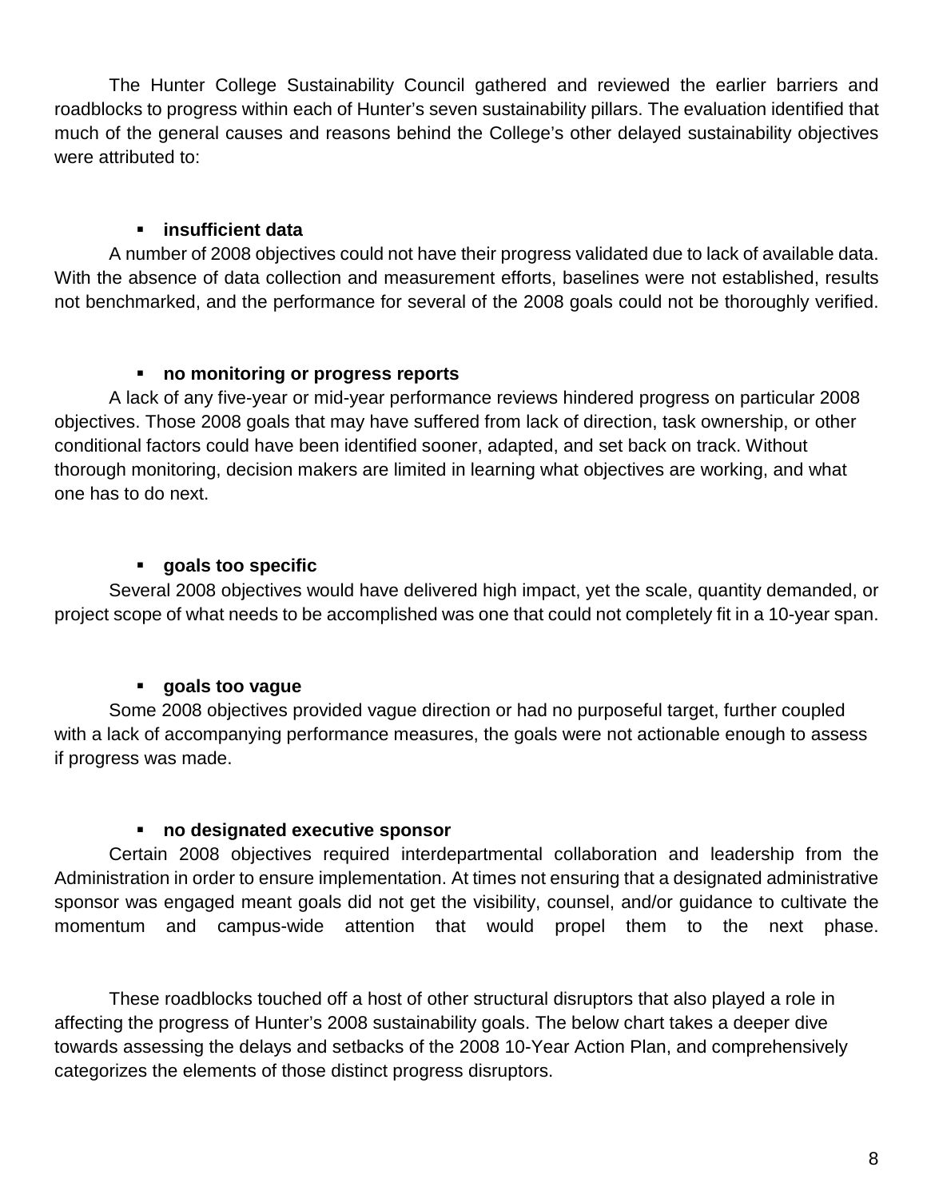The Hunter College Sustainability Council gathered and reviewed the earlier barriers and roadblocks to progress within each of Hunter's seven sustainability pillars. The evaluation identified that much of the general causes and reasons behind the College's other delayed sustainability objectives were attributed to:

- **insufficient data**

A number of 2008 objectives could not have their progress validated due to lack of available data. With the absence of data collection and measurement efforts, baselines were not established, results not benchmarked, and the performance for several of the 2008 goals could not be thoroughly verified.

- **no monitoring or progress reports**

A lack of any five-year or mid-year performance reviews hindered progress on particular 2008 objectives. Those 2008 goals that may have suffered from lack of direction, task ownership, or other conditional factors could have been identified sooner, adapted, and set back on track. Without thorough monitoring, decision makers are limited in learning what objectives are working, and what one has to do next.

- **goals too specific**

Several 2008 objectives would have delivered high impact, yet the scale, quantity demanded, or project scope of what needs to be accomplished was one that could not completely fit in a 10-year span.

- **goals too vague**

Some 2008 objectives provided vague direction or had no purposeful target, further coupled with a lack of accompanying performance measures, the goals were not actionable enough to assess if progress was made.

- **no designated executive sponsor**

Certain 2008 objectives required interdepartmental collaboration and leadership from the Administration in order to ensure implementation. At times not ensuring that a designated administrative sponsor was engaged meant goals did not get the visibility, counsel, and/or guidance to cultivate the momentum and campus-wide attention that would propel them to the next phase.

These roadblocks touched off a host of other structural disruptors that also played a role in affecting the progress of Hunter's 2008 sustainability goals. The below chart takes a deeper dive towards assessing the delays and setbacks of the 2008 10-Year Action Plan, and comprehensively categorizes the elements of those distinct progress disruptors.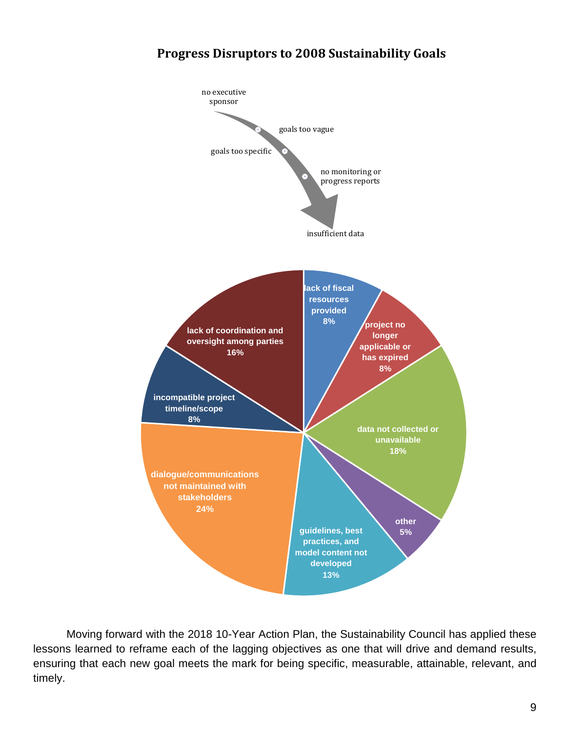## Progress Disruptors to 2008 Sustainability Goals

no executive sponsor

goals too vague

goals too specific

no monitoring or progress reports

insufficient data

| Progress Disruptor | Percentage |
|---|---|
| lack of fiscal resources provided | 8% |
| project no longer applicable or has expired | 8% |
| data not collected or unavailable | 18% |
| other | 5% |
| guidelines, best practices, and model content not developed | 13% |
| dialogue/communications not maintained with stakeholders | 24% |
| incompatible project timeline/scope | 8% |
| lack of coordination and oversight among parties | 16% |

Moving forward with the 2018 10-Year Action Plan, the Sustainability Council has applied these lessons learned to reframe each of the lagging objectives as one that will drive and demand results, ensuring that each new goal meets the mark for being specific, measurable, attainable, relevant, and timely.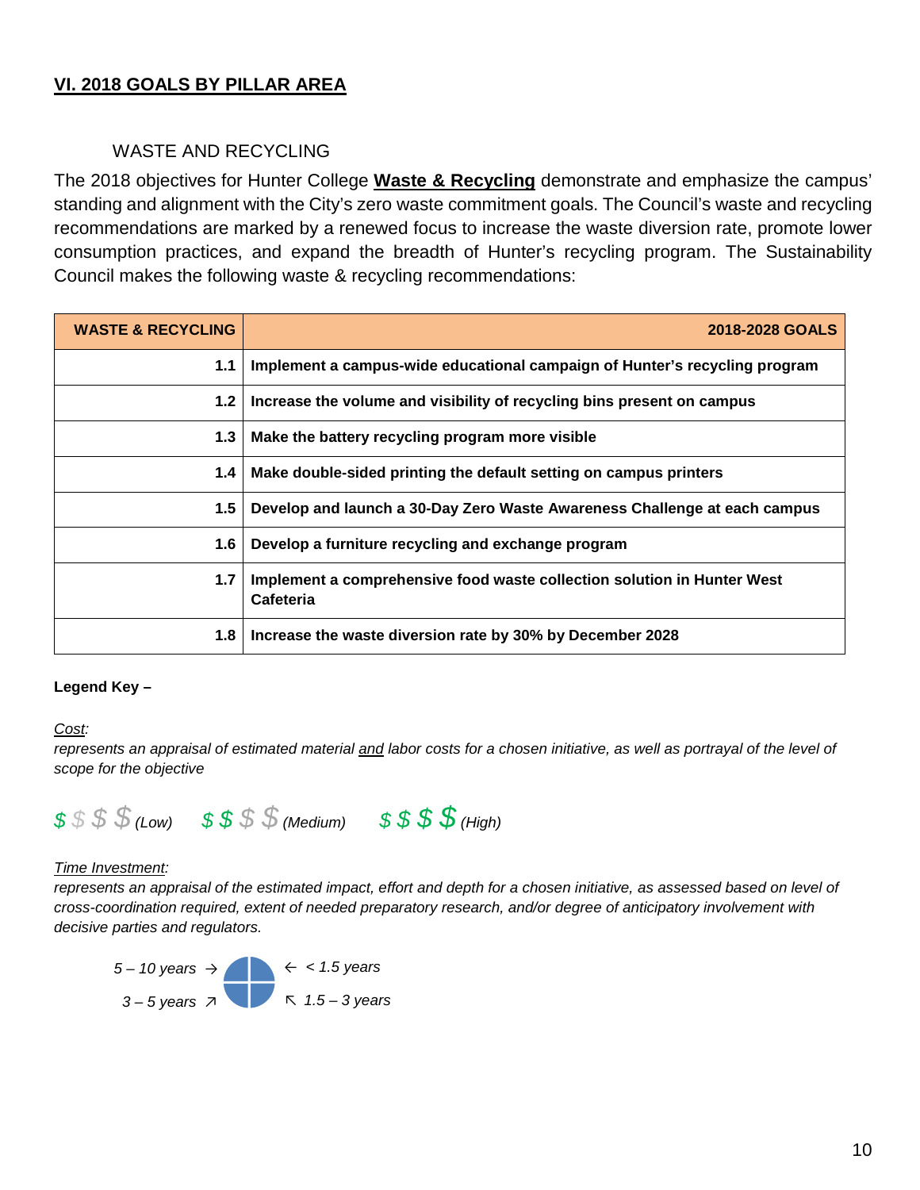## VI. 2018 GOALS BY PILLAR AREA

### WASTE AND RECYCLING

The 2018 objectives for Hunter College **Waste & Recycling** demonstrate and emphasize the campus' standing and alignment with the City's zero waste commitment goals. The Council's waste and recycling recommendations are marked by a renewed focus to increase the waste diversion rate, promote lower consumption practices, and expand the breadth of Hunter's recycling program. The Sustainability Council makes the following waste & recycling recommendations:

| WASTE & RECYCLING | 2018-2028 GOALS |
|---|---|
| 1.1 | Implement a campus-wide educational campaign of Hunter's recycling program |
| 1.2 | Increase the volume and visibility of recycling bins present on campus |
| 1.3 | Make the battery recycling program more visible |
| 1.4 | Make double-sided printing the default setting on campus printers |
| 1.5 | Develop and launch a 30-Day Zero Waste Awareness Challenge at each campus |
| 1.6 | Develop a furniture recycling and exchange program |
| 1.7 | Implement a comprehensive food waste collection solution in Hunter West Cafeteria |
| 1.8 | Increase the waste diversion rate by 30% by December 2028 |

**Legend Key –**

*Cost:*
*represents an appraisal of estimated material and labor costs for a chosen initiative, as well as portrayal of the level of scope for the objective*

*$ $ $ $ (Low)   $ $ $ $ (Medium)   $ $ $ $ (High)*

*Time Investment:*
*represents an appraisal of the estimated impact, effort and depth for a chosen initiative, as assessed based on level of cross-coordination required, extent of needed preparatory research, and/or degree of anticipatory involvement with decisive parties and regulators.*

*5 – 10 years →   ← < 1.5 years*
*3 – 5 years ↗   ↖ 1.5 – 3 years*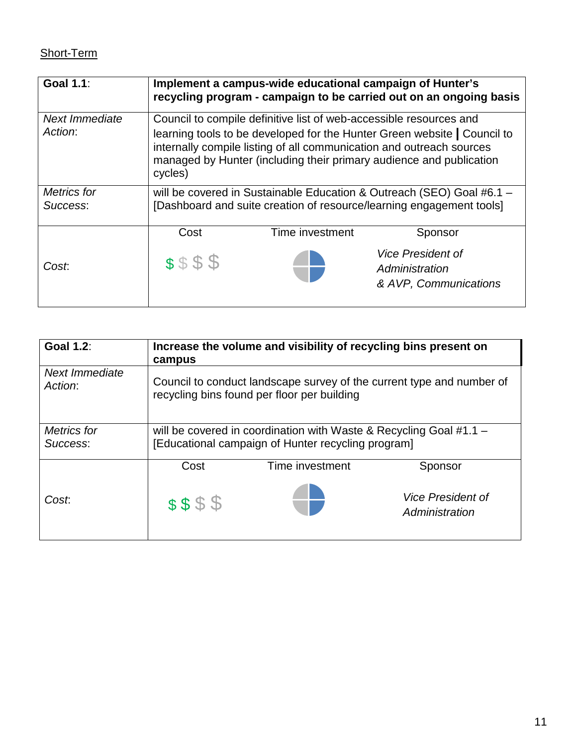Short-Term

| **Goal 1.1**: | **Implement a campus-wide educational campaign of Hunter's recycling program - campaign to be carried out on an ongoing basis** | | |
|---|---|---|---|
| *Next Immediate Action*: | Council to compile definitive list of web-accessible resources and learning tools to be developed for the Hunter Green website ❘ Council to internally compile listing of all communication and outreach sources managed by Hunter (including their primary audience and publication cycles) | | |
| *Metrics for Success*: | will be covered in Sustainable Education & Outreach (SEO) Goal #6.1 – [Dashboard and suite creation of resource/learning engagement tools] | | |
| *Cost*: | Cost: $ $ $ $ | Time investment | Sponsor: *Vice President of Administration & AVP, Communications* |

| **Goal 1.2**: | **Increase the volume and visibility of recycling bins present on campus** | | |
|---|---|---|---|
| *Next Immediate Action*: | Council to conduct landscape survey of the current type and number of recycling bins found per floor per building | | |
| *Metrics for Success*: | will be covered in coordination with Waste & Recycling Goal #1.1 – [Educational campaign of Hunter recycling program] | | |
| *Cost*: | Cost: $ $ $ $ | Time investment | Sponsor: *Vice President of Administration* |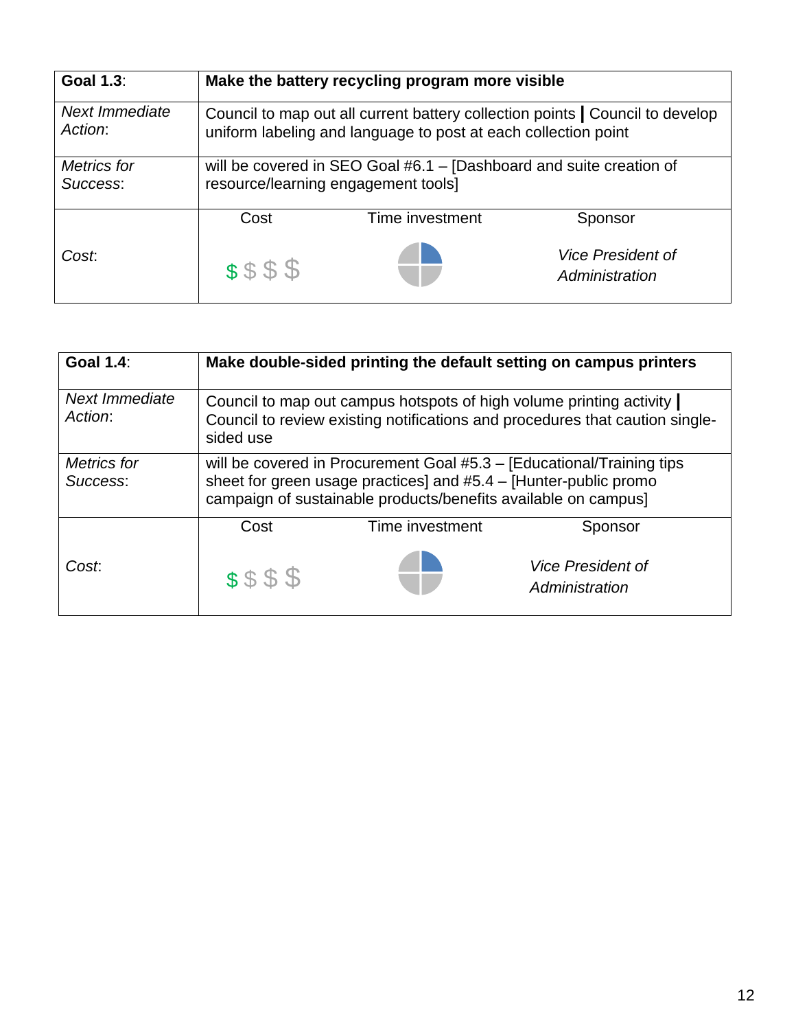| **Goal 1.3**: | **Make the battery recycling program more visible** | | |
|---|---|---|---|
| *Next Immediate Action*: | Council to map out all current battery collection points **|** Council to develop uniform labeling and language to post at each collection point | | |
| *Metrics for Success*: | will be covered in SEO Goal #6.1 – [Dashboard and suite creation of resource/learning engagement tools] | | |
| *Cost*: | Cost<br>$ $ $ $ | Time investment | Sponsor<br>*Vice President of Administration* |

| **Goal 1.4**: | **Make double-sided printing the default setting on campus printers** | | |
|---|---|---|---|
| *Next Immediate Action*: | Council to map out campus hotspots of high volume printing activity **|** Council to review existing notifications and procedures that caution single-sided use | | |
| *Metrics for Success*: | will be covered in Procurement Goal #5.3 – [Educational/Training tips sheet for green usage practices] and #5.4 – [Hunter-public promo campaign of sustainable products/benefits available on campus] | | |
| *Cost*: | Cost<br>$ $ $ $ | Time investment | Sponsor<br>*Vice President of Administration* |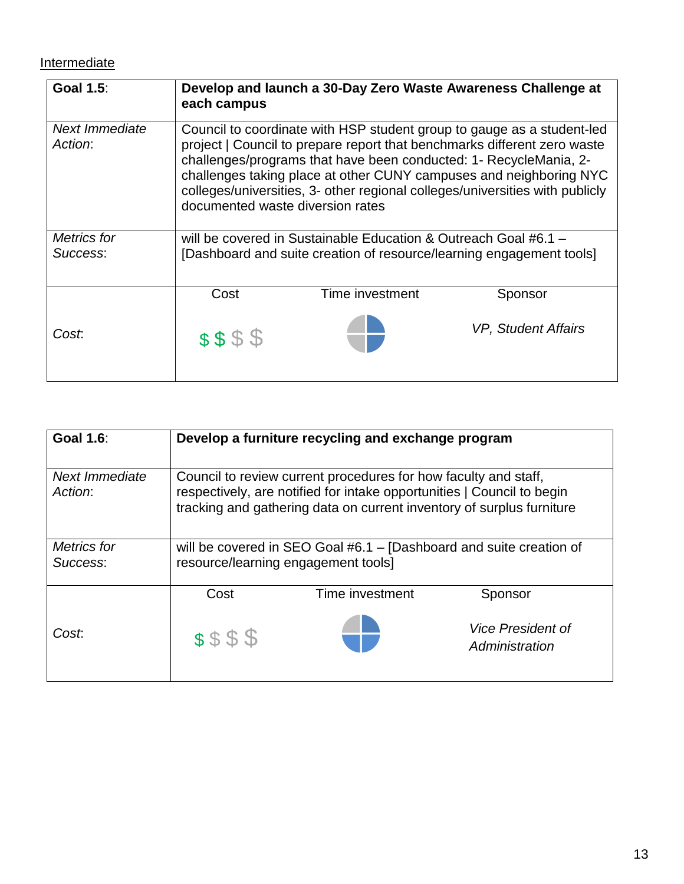Intermediate

| **Goal 1.5**: | **Develop and launch a 30-Day Zero Waste Awareness Challenge at each campus** | | |
|---|---|---|---|
| *Next Immediate Action*: | Council to coordinate with HSP student group to gauge as a student-led project \| Council to prepare report that benchmarks different zero waste challenges/programs that have been conducted: 1- RecycleMania, 2- challenges taking place at other CUNY campuses and neighboring NYC colleges/universities, 3- other regional colleges/universities with publicly documented waste diversion rates | | |
| *Metrics for Success*: | will be covered in Sustainable Education & Outreach Goal #6.1 – [Dashboard and suite creation of resource/learning engagement tools] | | |
| *Cost*: | Cost<br>$ $ $ $ | Time investment | Sponsor<br>*VP, Student Affairs* |

| **Goal 1.6**: | **Develop a furniture recycling and exchange program** | | |
|---|---|---|---|
| *Next Immediate Action*: | Council to review current procedures for how faculty and staff, respectively, are notified for intake opportunities \| Council to begin tracking and gathering data on current inventory of surplus furniture | | |
| *Metrics for Success*: | will be covered in SEO Goal #6.1 – [Dashboard and suite creation of resource/learning engagement tools] | | |
| *Cost*: | Cost<br>$ $ $ $ | Time investment | Sponsor<br>*Vice President of Administration* |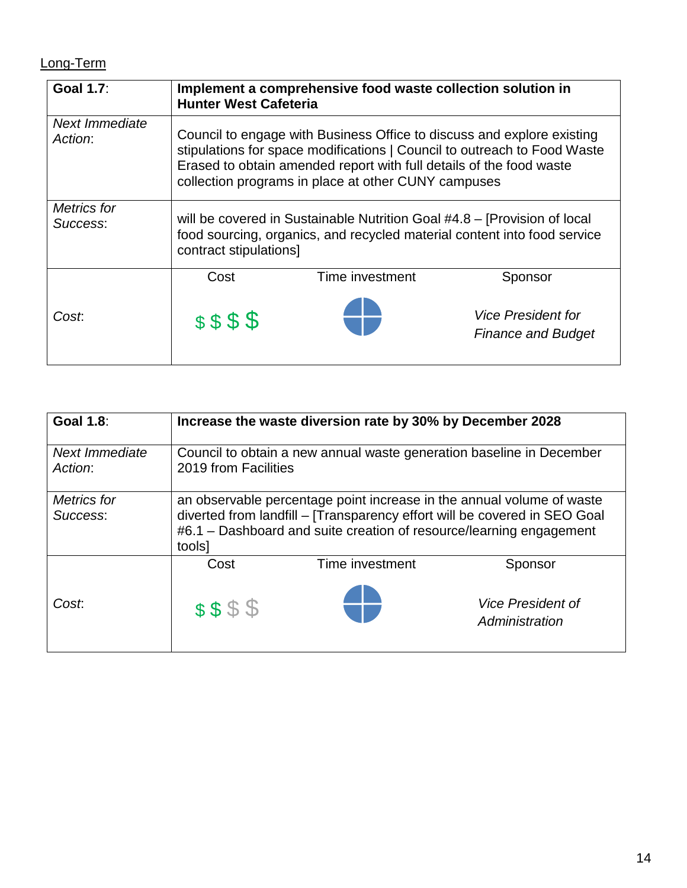Long-Term

| **Goal 1.7**: | **Implement a comprehensive food waste collection solution in Hunter West Cafeteria** | | |
|---|---|---|---|
| *Next Immediate Action*: | Council to engage with Business Office to discuss and explore existing stipulations for space modifications \| Council to outreach to Food Waste Erased to obtain amended report with full details of the food waste collection programs in place at other CUNY campuses | | |
| *Metrics for Success*: | will be covered in Sustainable Nutrition Goal #4.8 – [Provision of local food sourcing, organics, and recycled material content into food service contract stipulations] | | |
| *Cost*: | Cost<br>$ $ $ $ | Time investment | Sponsor<br>*Vice President for Finance and Budget* |

| **Goal 1.8**: | **Increase the waste diversion rate by 30% by December 2028** | | |
|---|---|---|---|
| *Next Immediate Action*: | Council to obtain a new annual waste generation baseline in December 2019 from Facilities | | |
| *Metrics for Success*: | an observable percentage point increase in the annual volume of waste diverted from landfill – [Transparency effort will be covered in SEO Goal #6.1 – Dashboard and suite creation of resource/learning engagement tools] | | |
| *Cost*: | Cost<br>$ $ $ $ | Time investment | Sponsor<br>*Vice President of Administration* |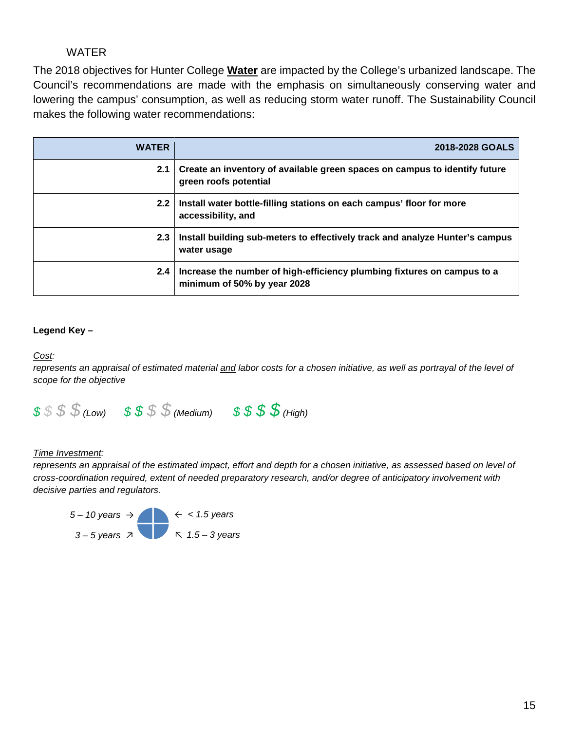## WATER

The 2018 objectives for Hunter College **Water** are impacted by the College's urbanized landscape. The Council's recommendations are made with the emphasis on simultaneously conserving water and lowering the campus' consumption, as well as reducing storm water runoff. The Sustainability Council makes the following water recommendations:

| WATER | 2018-2028 GOALS |
|---:|---|
| **2.1** | **Create an inventory of available green spaces on campus to identify future green roofs potential** |
| **2.2** | **Install water bottle-filling stations on each campus' floor for more accessibility, and** |
| **2.3** | **Install building sub-meters to effectively track and analyze Hunter's campus water usage** |
| **2.4** | **Increase the number of high-efficiency plumbing fixtures on campus to a minimum of 50% by year 2028** |

**Legend Key –**

*Cost:*
*represents an appraisal of estimated material and labor costs for a chosen initiative, as well as portrayal of the level of scope for the objective*

*$ $ $ $ (Low)  $ $ $ $ (Medium)  $ $ $ $ (High)*

*Time Investment:*
*represents an appraisal of the estimated impact, effort and depth for a chosen initiative, as assessed based on level of cross-coordination required, extent of needed preparatory research, and/or degree of anticipatory involvement with decisive parties and regulators.*

*5 – 10 years →  ← < 1.5 years*

*3 – 5 years ↗  ↖ 1.5 – 3 years*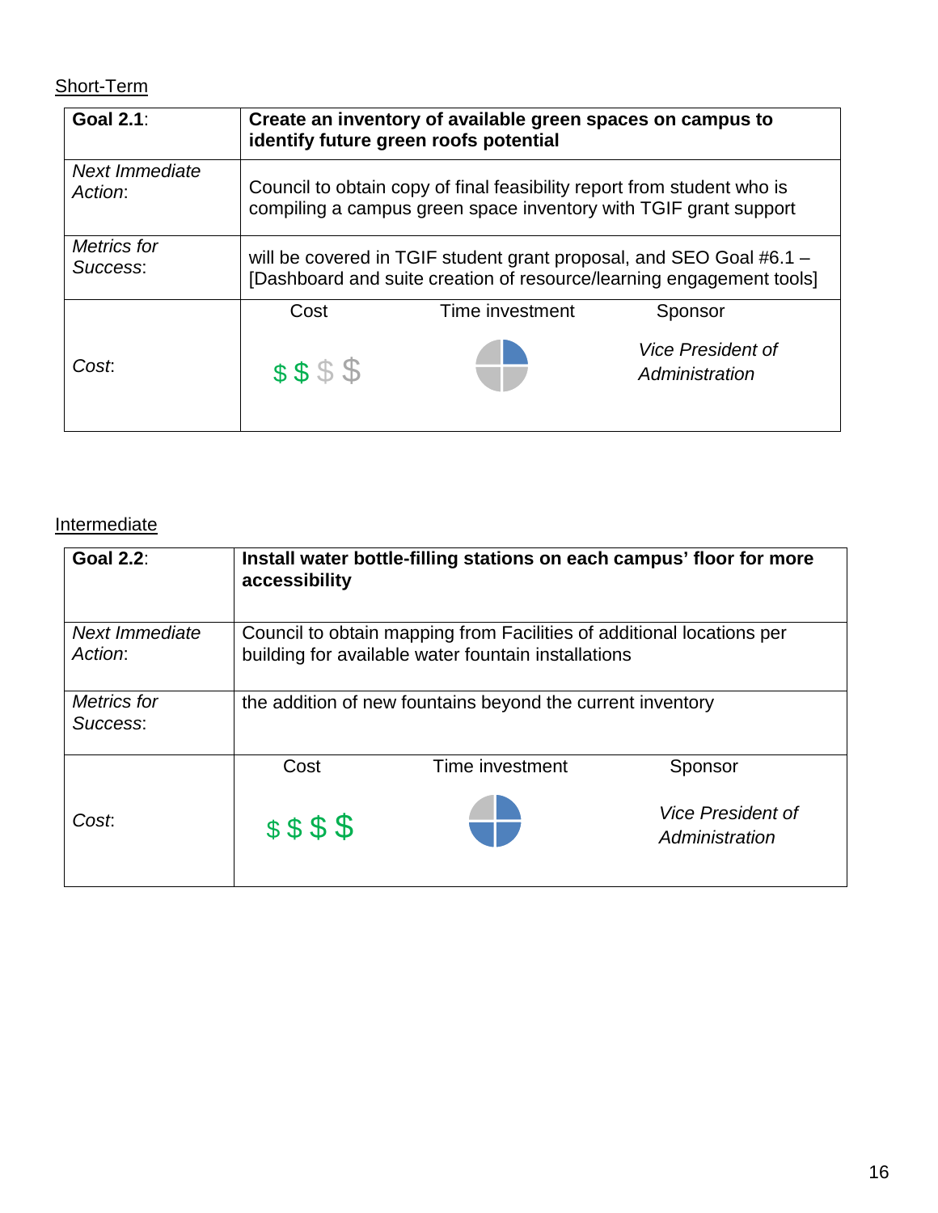Short-Term

| **Goal 2.1**: | **Create an inventory of available green spaces on campus to identify future green roofs potential** | | |
|---|---|---|---|
| *Next Immediate Action*: | Council to obtain copy of final feasibility report from student who is compiling a campus green space inventory with TGIF grant support | | |
| *Metrics for Success*: | will be covered in TGIF student grant proposal, and SEO Goal #6.1 – [Dashboard and suite creation of resource/learning engagement tools] | | |
| *Cost*: | Cost | Time investment | Sponsor |
| | $ $ $ $ | | *Vice President of Administration* |

Intermediate

| **Goal 2.2**: | **Install water bottle-filling stations on each campus' floor for more accessibility** | | |
|---|---|---|---|
| *Next Immediate Action*: | Council to obtain mapping from Facilities of additional locations per building for available water fountain installations | | |
| *Metrics for Success*: | the addition of new fountains beyond the current inventory | | |
| *Cost*: | Cost | Time investment | Sponsor |
| | $ $ $ $ | | *Vice President of Administration* |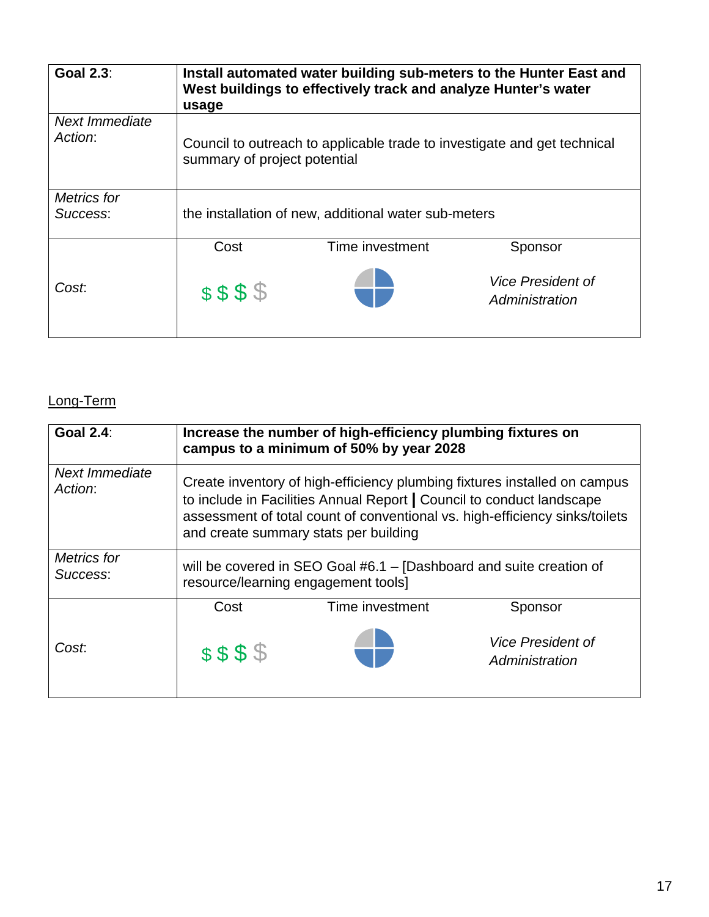| **Goal 2.3**: | **Install automated water building sub-meters to the Hunter East and West buildings to effectively track and analyze Hunter's water usage** | | |
|---|---|---|---|
| *Next Immediate Action*: | Council to outreach to applicable trade to investigate and get technical summary of project potential | | |
| *Metrics for Success*: | the installation of new, additional water sub-meters | | |
| *Cost*: | Cost<br>$ $ $ $ | Time investment | Sponsor<br>*Vice President of Administration* |

Long-Term

| **Goal 2.4**: | **Increase the number of high-efficiency plumbing fixtures on campus to a minimum of 50% by year 2028** | | |
|---|---|---|---|
| *Next Immediate Action*: | Create inventory of high-efficiency plumbing fixtures installed on campus to include in Facilities Annual Report **\|** Council to conduct landscape assessment of total count of conventional vs. high-efficiency sinks/toilets and create summary stats per building | | |
| *Metrics for Success*: | will be covered in SEO Goal #6.1 – [Dashboard and suite creation of resource/learning engagement tools] | | |
| *Cost*: | Cost<br>$ $ $ $ | Time investment | Sponsor<br>*Vice President of Administration* |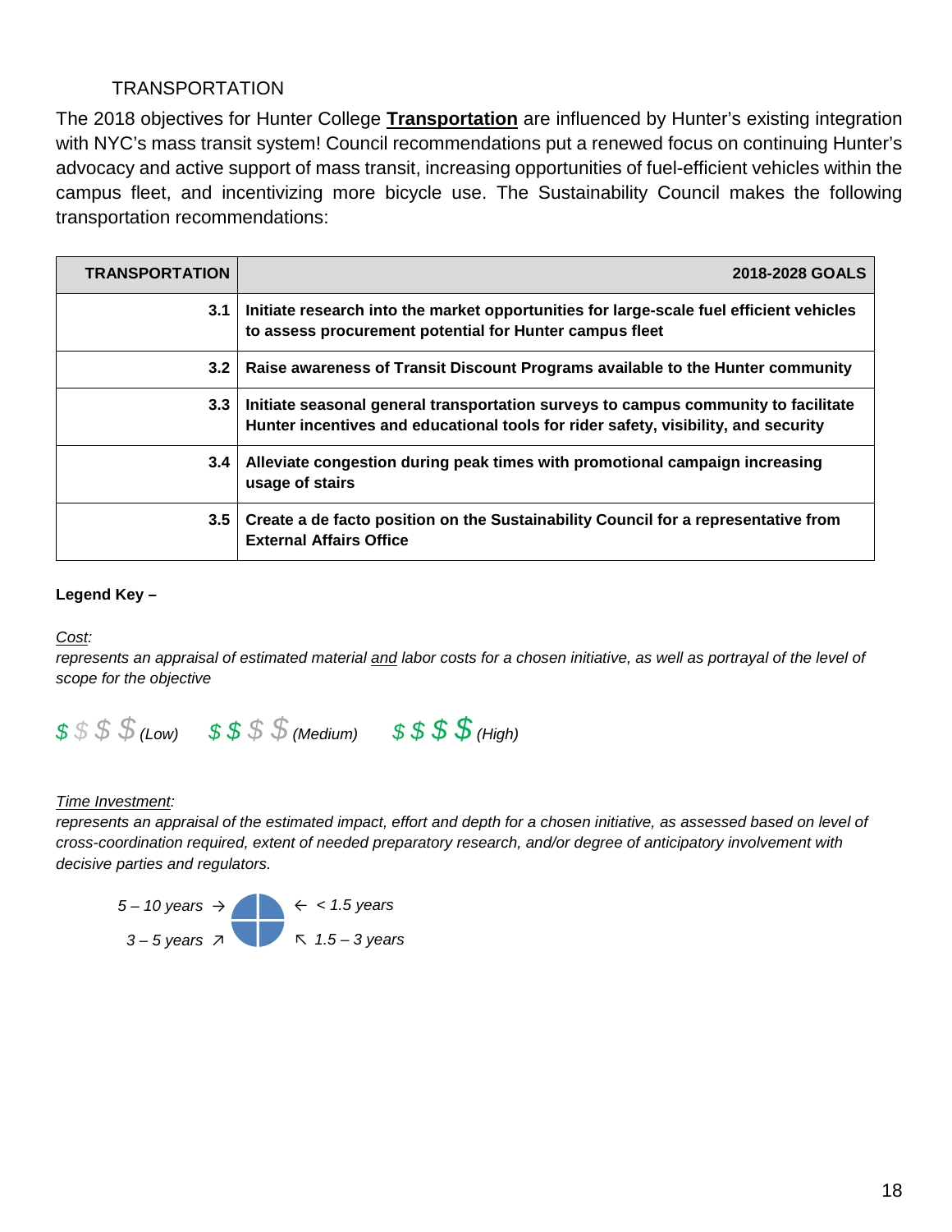## TRANSPORTATION

The 2018 objectives for Hunter College **Transportation** are influenced by Hunter's existing integration with NYC's mass transit system! Council recommendations put a renewed focus on continuing Hunter's advocacy and active support of mass transit, increasing opportunities of fuel-efficient vehicles within the campus fleet, and incentivizing more bicycle use. The Sustainability Council makes the following transportation recommendations:

| TRANSPORTATION | 2018-2028 GOALS |
|---|---|
| 3.1 | **Initiate research into the market opportunities for large-scale fuel efficient vehicles to assess procurement potential for Hunter campus fleet** |
| 3.2 | **Raise awareness of Transit Discount Programs available to the Hunter community** |
| 3.3 | **Initiate seasonal general transportation surveys to campus community to facilitate Hunter incentives and educational tools for rider safety, visibility, and security** |
| 3.4 | **Alleviate congestion during peak times with promotional campaign increasing usage of stairs** |
| 3.5 | **Create a de facto position on the Sustainability Council for a representative from External Affairs Office** |

**Legend Key –**

*Cost:*
*represents an appraisal of estimated material and labor costs for a chosen initiative, as well as portrayal of the level of scope for the objective*

$ $ $ $ *(Low)* $ $ $ $ *(Medium)* $ $ $ $ *(High)*

*Time Investment:*
*represents an appraisal of the estimated impact, effort and depth for a chosen initiative, as assessed based on level of cross-coordination required, extent of needed preparatory research, and/or degree of anticipatory involvement with decisive parties and regulators.*

*5 – 10 years →* ← *< 1.5 years*

*3 – 5 years ↗* ↖ *1.5 – 3 years*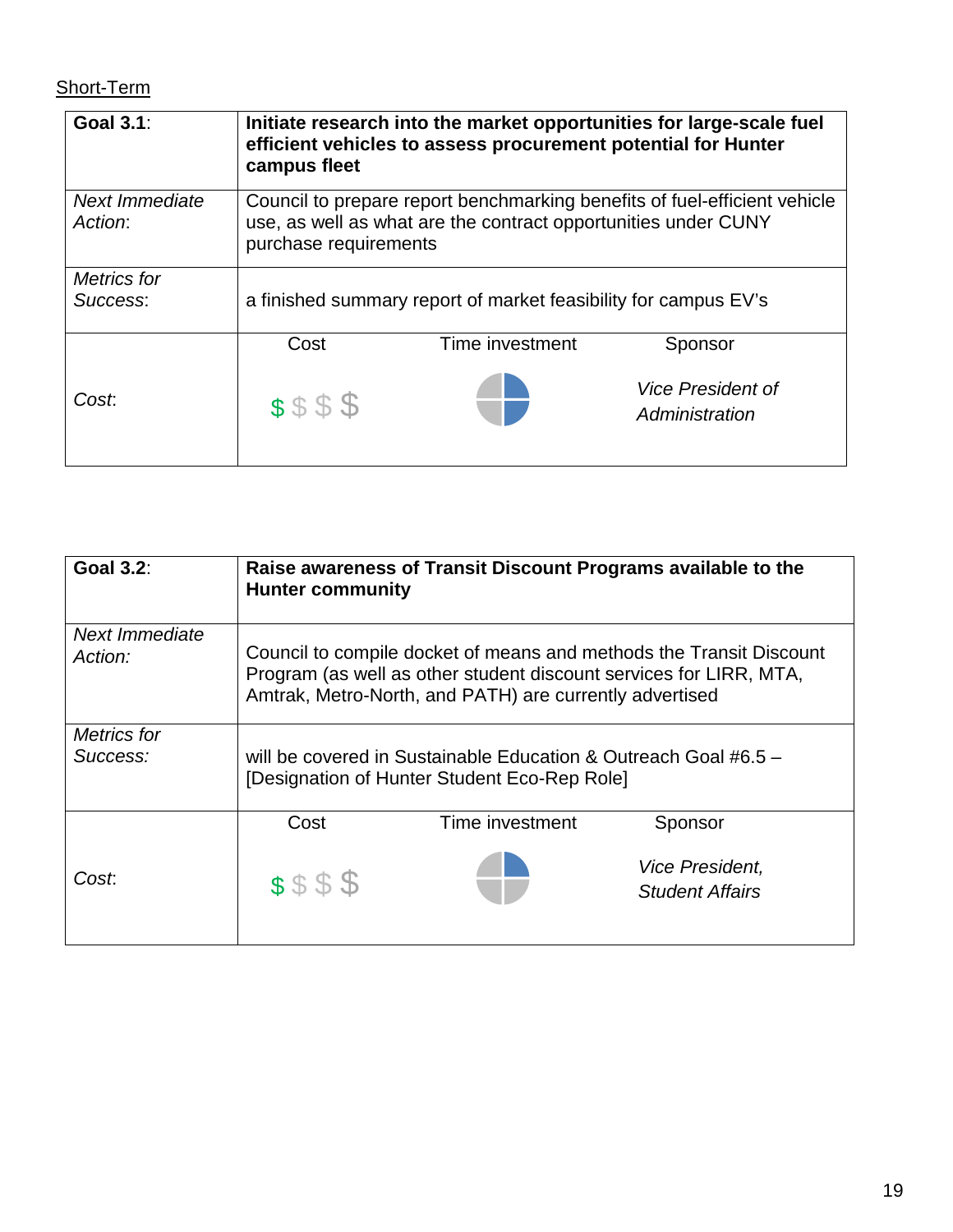Short-Term

| **Goal 3.1**: | **Initiate research into the market opportunities for large-scale fuel efficient vehicles to assess procurement potential for Hunter campus fleet** | | |
|---|---|---|---|
| *Next Immediate Action*: | Council to prepare report benchmarking benefits of fuel-efficient vehicle use, as well as what are the contract opportunities under CUNY purchase requirements | | |
| *Metrics for Success*: | a finished summary report of market feasibility for campus EV's | | |
| *Cost*: | Cost | Time investment | Sponsor |
| | $ $ $ $ | | *Vice President of Administration* |

| **Goal 3.2**: | **Raise awareness of Transit Discount Programs available to the Hunter community** | | |
|---|---|---|---|
| *Next Immediate Action:* | Council to compile docket of means and methods the Transit Discount Program (as well as other student discount services for LIRR, MTA, Amtrak, Metro-North, and PATH) are currently advertised | | |
| *Metrics for Success:* | will be covered in Sustainable Education & Outreach Goal #6.5 – [Designation of Hunter Student Eco-Rep Role] | | |
| *Cost*: | Cost | Time investment | Sponsor |
| | $ $ $ $ | | *Vice President, Student Affairs* |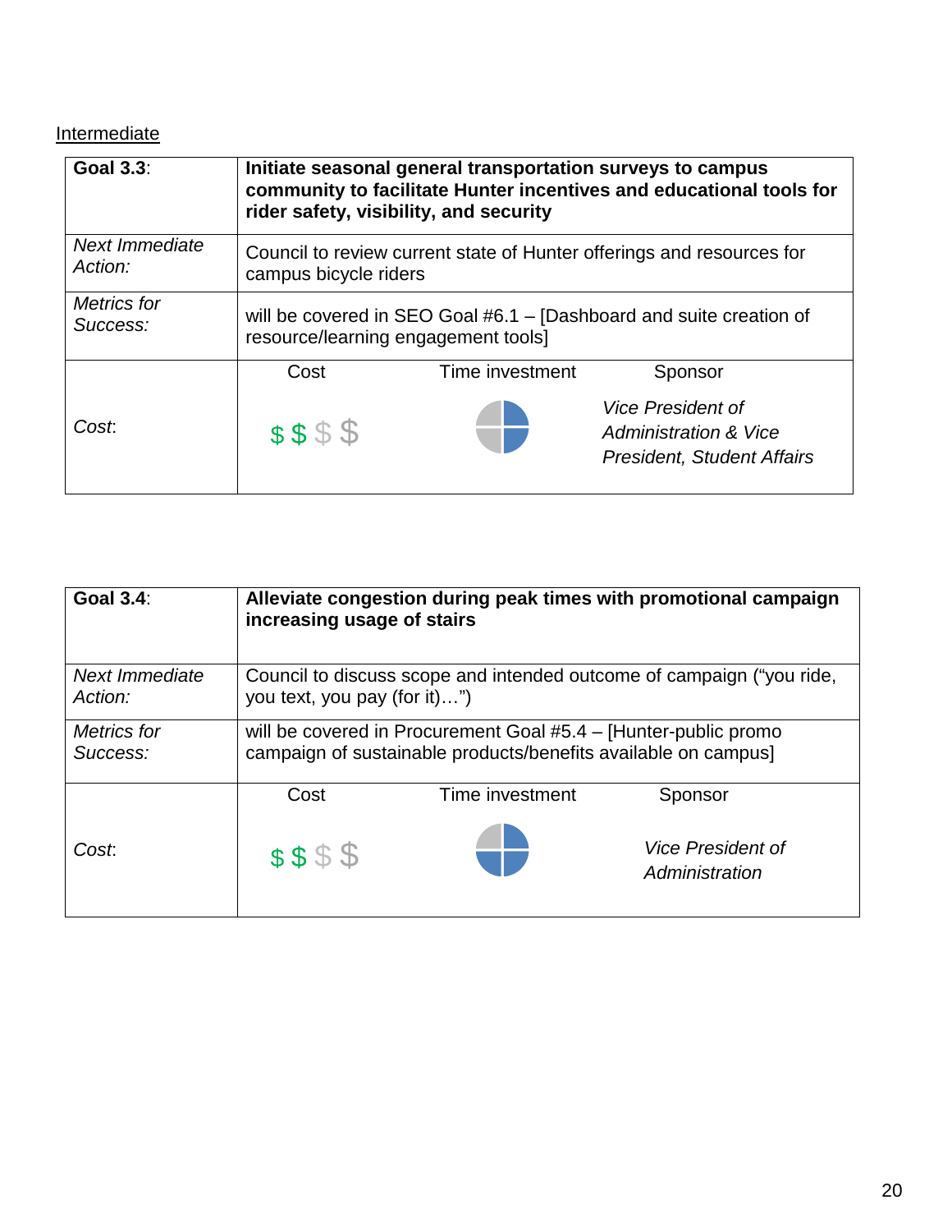Intermediate

| **Goal 3.3**: | **Initiate seasonal general transportation surveys to campus community to facilitate Hunter incentives and educational tools for rider safety, visibility, and security** | | |
|---|---|---|---|
| *Next Immediate Action:* | Council to review current state of Hunter offerings and resources for campus bicycle riders | | |
| *Metrics for Success:* | will be covered in SEO Goal #6.1 – [Dashboard and suite creation of resource/learning engagement tools] | | |
| *Cost*: | Cost | Time investment | Sponsor |
| | $ $ $ $ | | *Vice President of Administration & Vice President, Student Affairs* |

| **Goal 3.4**: | **Alleviate congestion during peak times with promotional campaign increasing usage of stairs** | | |
|---|---|---|---|
| *Next Immediate Action:* | Council to discuss scope and intended outcome of campaign ("you ride, you text, you pay (for it)…") | | |
| *Metrics for Success:* | will be covered in Procurement Goal #5.4 – [Hunter-public promo campaign of sustainable products/benefits available on campus] | | |
| *Cost*: | Cost | Time investment | Sponsor |
| | $ $ $ $ | | *Vice President of Administration* |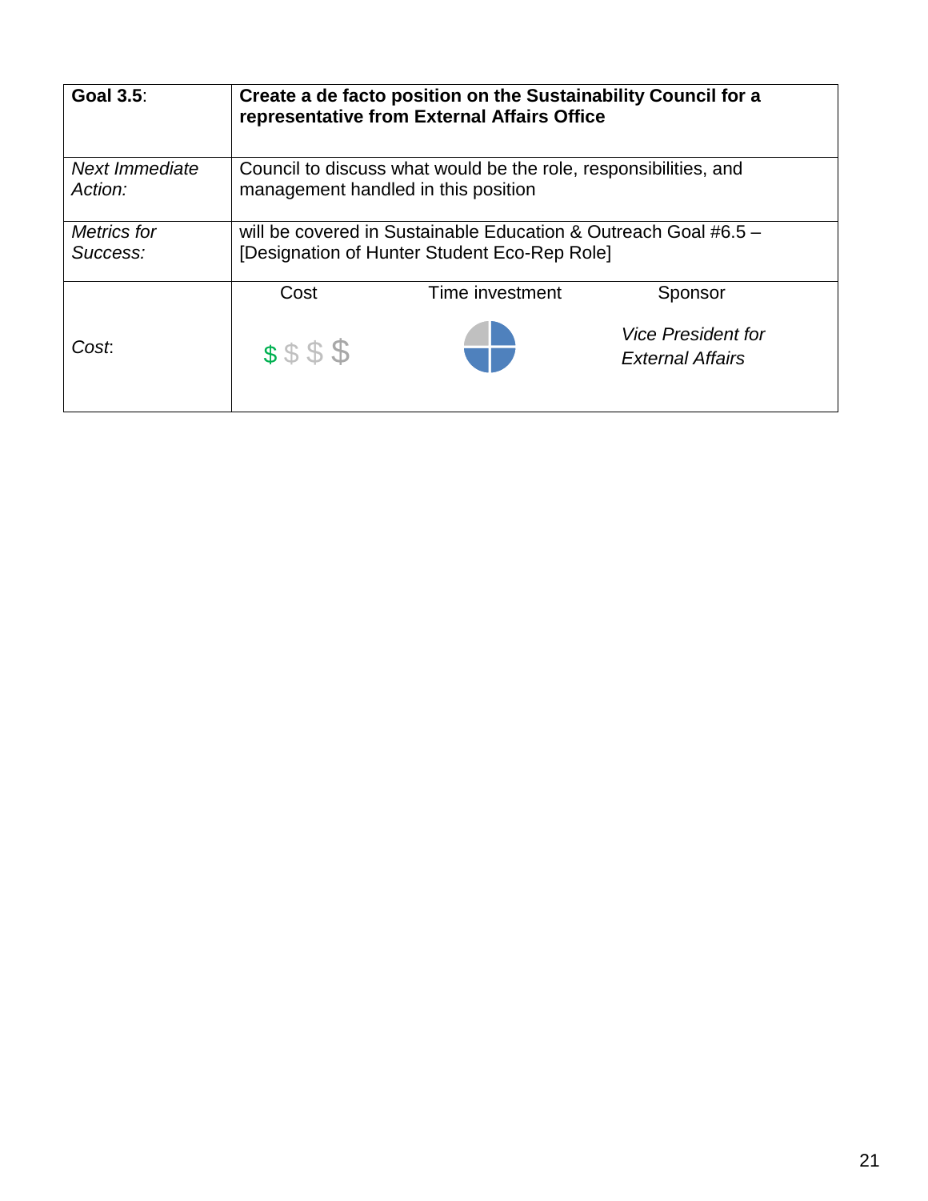| **Goal 3.5**: | **Create a de facto position on the Sustainability Council for a representative from External Affairs Office** | | |
|---|---|---|---|
| *Next Immediate Action:* | Council to discuss what would be the role, responsibilities, and management handled in this position | | |
| *Metrics for Success:* | will be covered in Sustainable Education & Outreach Goal #6.5 – [Designation of Hunter Student Eco-Rep Role] | | |
| *Cost*: | Cost | Time investment | Sponsor |
| | $ $ $ $ | | *Vice President for External Affairs* |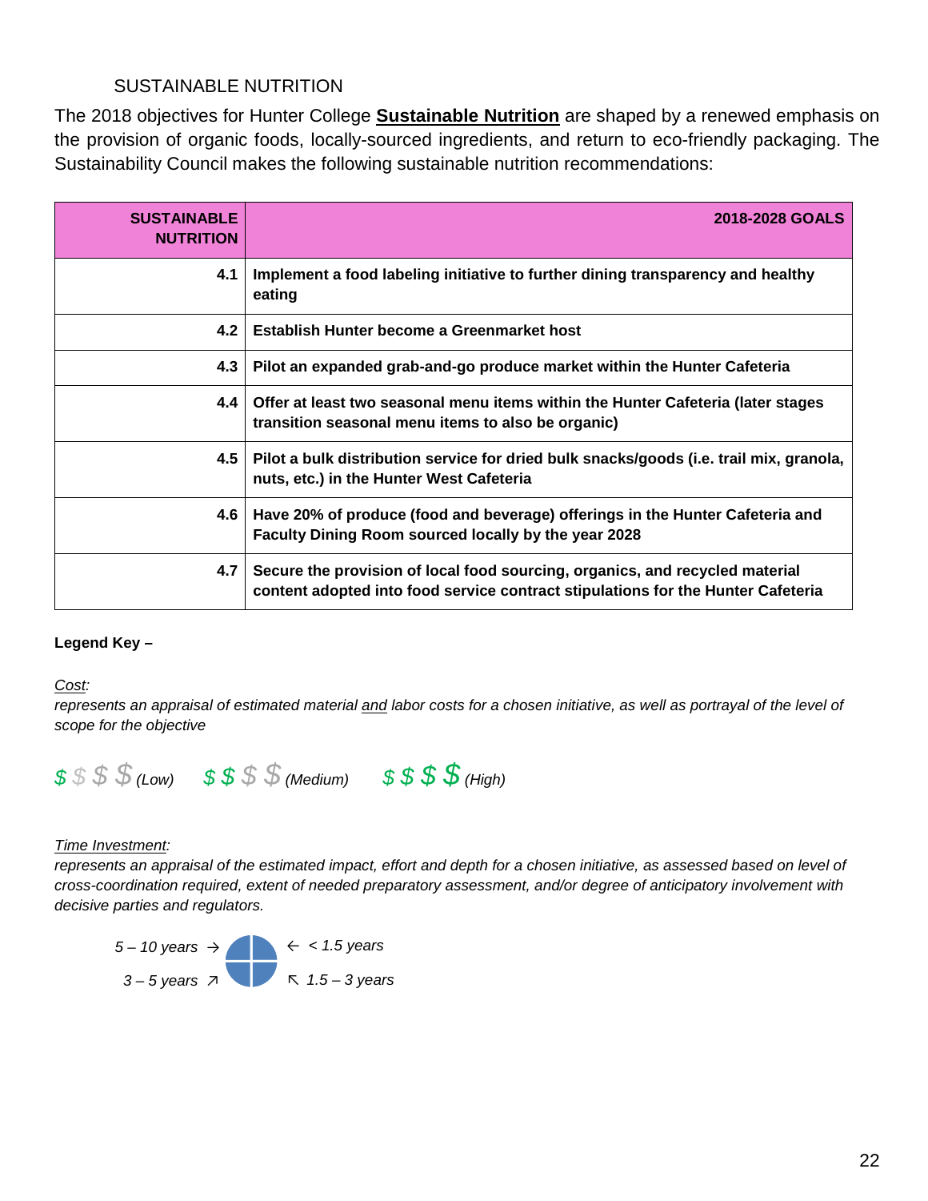## SUSTAINABLE NUTRITION

The 2018 objectives for Hunter College **Sustainable Nutrition** are shaped by a renewed emphasis on the provision of organic foods, locally-sourced ingredients, and return to eco-friendly packaging. The Sustainability Council makes the following sustainable nutrition recommendations:

| SUSTAINABLE NUTRITION | 2018-2028 GOALS |
|---|---|
| 4.1 | **Implement a food labeling initiative to further dining transparency and healthy eating** |
| 4.2 | **Establish Hunter become a Greenmarket host** |
| 4.3 | **Pilot an expanded grab-and-go produce market within the Hunter Cafeteria** |
| 4.4 | **Offer at least two seasonal menu items within the Hunter Cafeteria (later stages transition seasonal menu items to also be organic)** |
| 4.5 | **Pilot a bulk distribution service for dried bulk snacks/goods (i.e. trail mix, granola, nuts, etc.) in the Hunter West Cafeteria** |
| 4.6 | **Have 20% of produce (food and beverage) offerings in the Hunter Cafeteria and Faculty Dining Room sourced locally by the year 2028** |
| 4.7 | **Secure the provision of local food sourcing, organics, and recycled material content adopted into food service contract stipulations for the Hunter Cafeteria** |

**Legend Key –**

*Cost:*
*represents an appraisal of estimated material and labor costs for a chosen initiative, as well as portrayal of the level of scope for the objective*

$ $ $ $ *(Low)* $ $ $ $ *(Medium)* $ $ $ $ *(High)*

*Time Investment:*
*represents an appraisal of the estimated impact, effort and depth for a chosen initiative, as assessed based on level of cross-coordination required, extent of needed preparatory assessment, and/or degree of anticipatory involvement with decisive parties and regulators.*

*5 – 10 years* → ← *< 1.5 years*
*3 – 5 years* ↗ ↖ *1.5 – 3 years*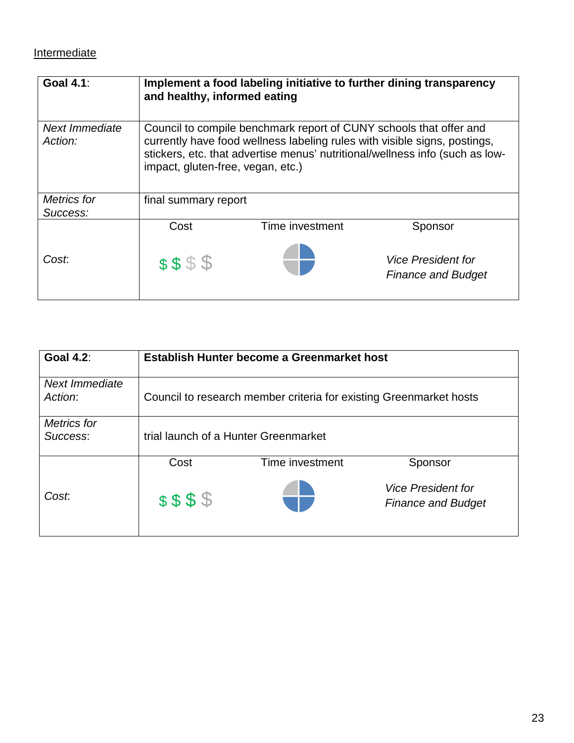Intermediate

| **Goal 4.1**: | **Implement a food labeling initiative to further dining transparency and healthy, informed eating** | | |
|---|---|---|---|
| *Next Immediate Action:* | Council to compile benchmark report of CUNY schools that offer and currently have food wellness labeling rules with visible signs, postings, stickers, etc. that advertise menus' nutritional/wellness info (such as low-impact, gluten-free, vegan, etc.) | | |
| *Metrics for Success:* | final summary report | | |
| *Cost*: | Cost | Time investment | Sponsor |
| | $$$$ (2 of 4) | (2 of 4) | *Vice President for Finance and Budget* |

| **Goal 4.2**: | **Establish Hunter become a Greenmarket host** | | |
|---|---|---|---|
| *Next Immediate Action*: | Council to research member criteria for existing Greenmarket hosts | | |
| *Metrics for Success*: | trial launch of a Hunter Greenmarket | | |
| *Cost*: | Cost | Time investment | Sponsor |
| | $$$$ (3 of 4) | (3 of 4) | *Vice President for Finance and Budget* |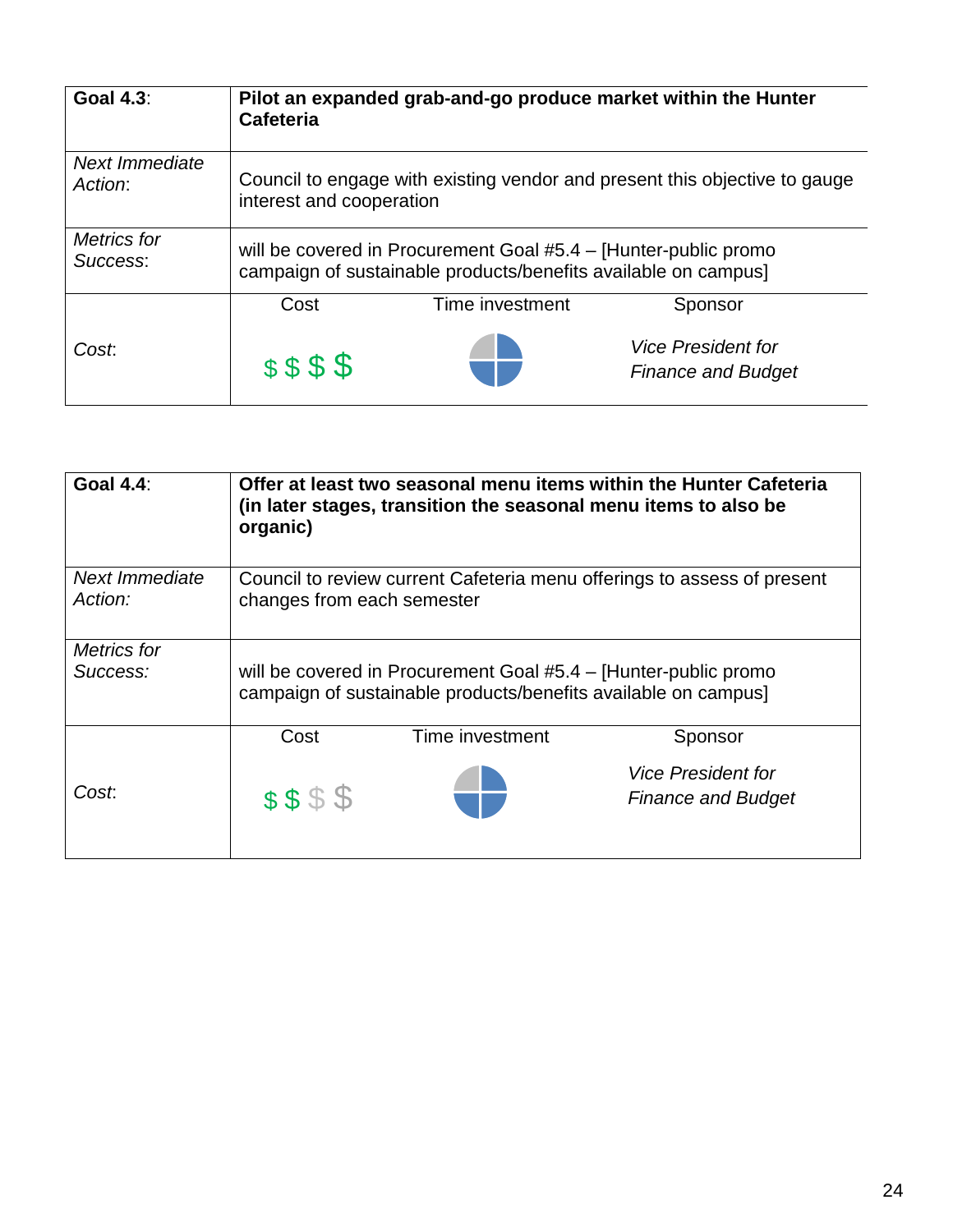| **Goal 4.3**: | **Pilot an expanded grab-and-go produce market within the Hunter Cafeteria** | | |
|---|---|---|---|
| *Next Immediate Action*: | Council to engage with existing vendor and present this objective to gauge interest and cooperation | | |
| *Metrics for Success*: | will be covered in Procurement Goal #5.4 – [Hunter-public promo campaign of sustainable products/benefits available on campus] | | |
| *Cost*: | Cost | Time investment | Sponsor |
| | $$$$ | | *Vice President for Finance and Budget* |

| **Goal 4.4**: | **Offer at least two seasonal menu items within the Hunter Cafeteria (in later stages, transition the seasonal menu items to also be organic)** | | |
|---|---|---|---|
| *Next Immediate Action:* | Council to review current Cafeteria menu offerings to assess of present changes from each semester | | |
| *Metrics for Success:* | will be covered in Procurement Goal #5.4 – [Hunter-public promo campaign of sustainable products/benefits available on campus] | | |
| *Cost*: | Cost | Time investment | Sponsor |
| | $$ | | *Vice President for Finance and Budget* |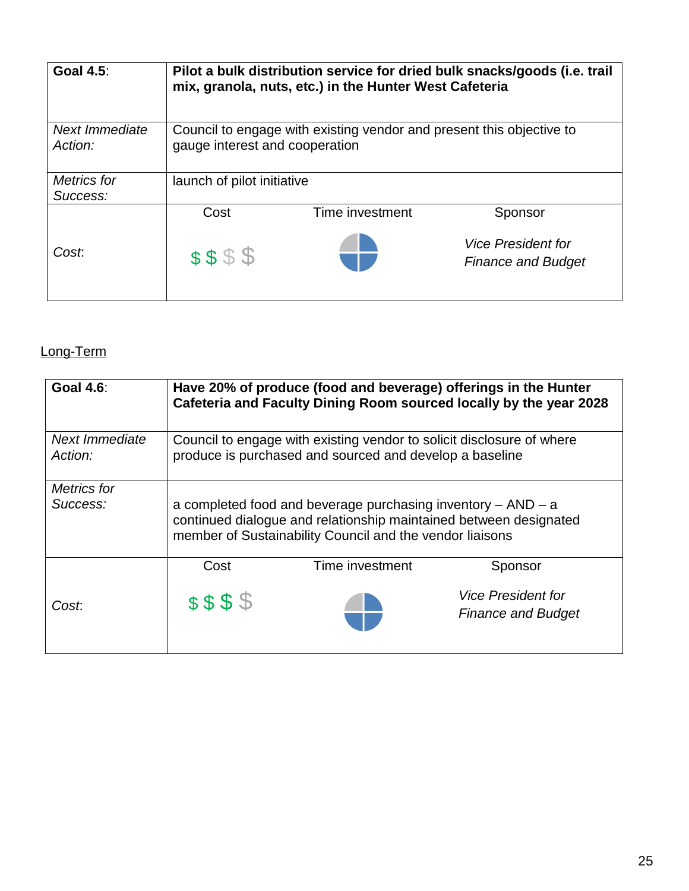| **Goal 4.5**: | **Pilot a bulk distribution service for dried bulk snacks/goods (i.e. trail mix, granola, nuts, etc.) in the Hunter West Cafeteria** | | |
|---|---|---|---|
| *Next Immediate Action:* | Council to engage with existing vendor and present this objective to gauge interest and cooperation | | |
| *Metrics for Success:* | launch of pilot initiative | | |
| *Cost*: | Cost | Time investment | Sponsor |
| | $ $ $ $ | | *Vice President for Finance and Budget* |

Long-Term

| **Goal 4.6**: | **Have 20% of produce (food and beverage) offerings in the Hunter Cafeteria and Faculty Dining Room sourced locally by the year 2028** | | |
|---|---|---|---|
| *Next Immediate Action:* | Council to engage with existing vendor to solicit disclosure of where produce is purchased and sourced and develop a baseline | | |
| *Metrics for Success:* | a completed food and beverage purchasing inventory – AND – a continued dialogue and relationship maintained between designated member of Sustainability Council and the vendor liaisons | | |
| *Cost*: | Cost | Time investment | Sponsor |
| | $ $ $ $ | | *Vice President for Finance and Budget* |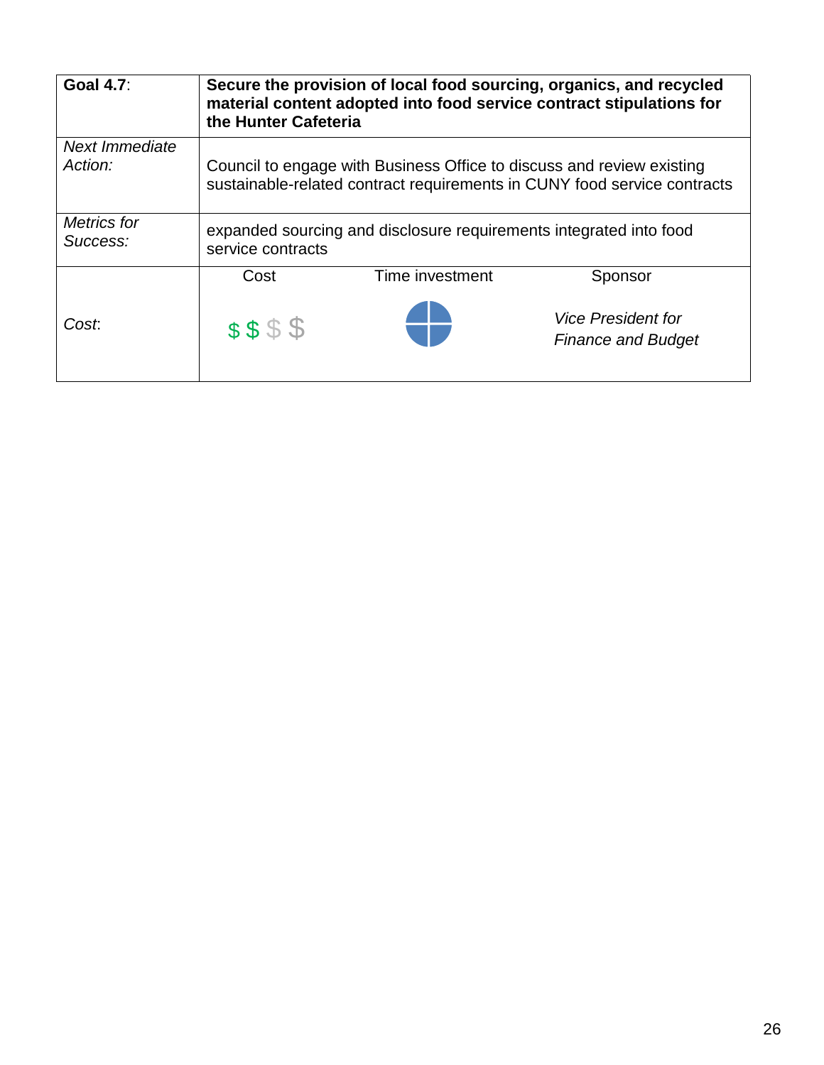| **Goal 4.7**: | **Secure the provision of local food sourcing, organics, and recycled material content adopted into food service contract stipulations for the Hunter Cafeteria** | | |
|---|---|---|---|
| *Next Immediate Action:* | Council to engage with Business Office to discuss and review existing sustainable-related contract requirements in CUNY food service contracts | | |
| *Metrics for Success:* | expanded sourcing and disclosure requirements integrated into food service contracts | | |
| *Cost*: | Cost | Time investment | Sponsor |
| | $ $ $ $ | | *Vice President for Finance and Budget* |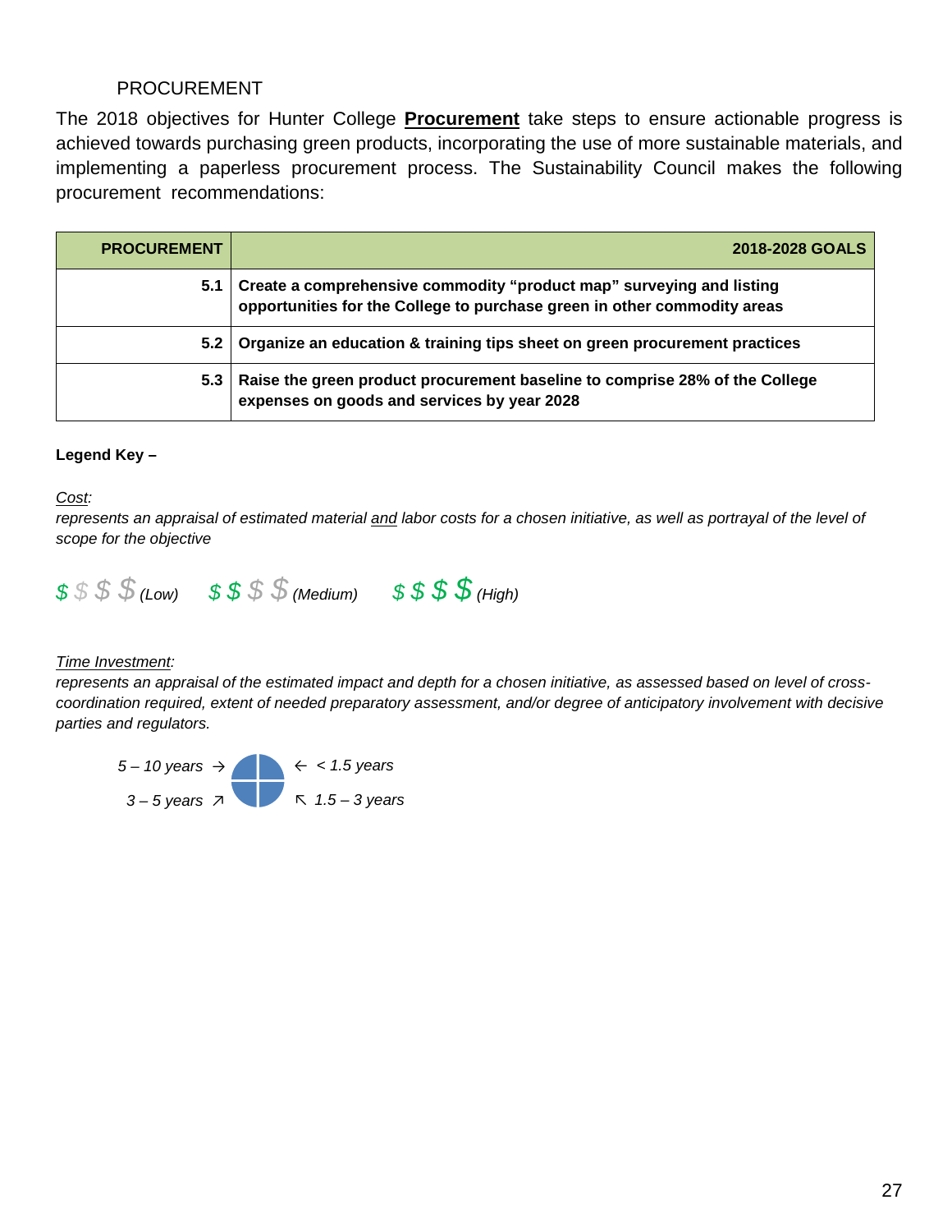## PROCUREMENT

The 2018 objectives for Hunter College **Procurement** take steps to ensure actionable progress is achieved towards purchasing green products, incorporating the use of more sustainable materials, and implementing a paperless procurement process. The Sustainability Council makes the following procurement recommendations:

| PROCUREMENT | 2018-2028 GOALS |
|---|---|
| 5.1 | **Create a comprehensive commodity "product map" surveying and listing opportunities for the College to purchase green in other commodity areas** |
| 5.2 | **Organize an education & training tips sheet on green procurement practices** |
| 5.3 | **Raise the green product procurement baseline to comprise 28% of the College expenses on goods and services by year 2028** |

**Legend Key –**

*Cost:*
*represents an appraisal of estimated material and labor costs for a chosen initiative, as well as portrayal of the level of scope for the objective*

*$ $ $ $ (Low)* *$ $ $ $ (Medium)* *$ $ $ $ (High)*

*Time Investment:*
*represents an appraisal of the estimated impact and depth for a chosen initiative, as assessed based on level of cross-coordination required, extent of needed preparatory assessment, and/or degree of anticipatory involvement with decisive parties and regulators.*

*5 – 10 years →* *← < 1.5 years*
*3 – 5 years ↗* *↖ 1.5 – 3 years*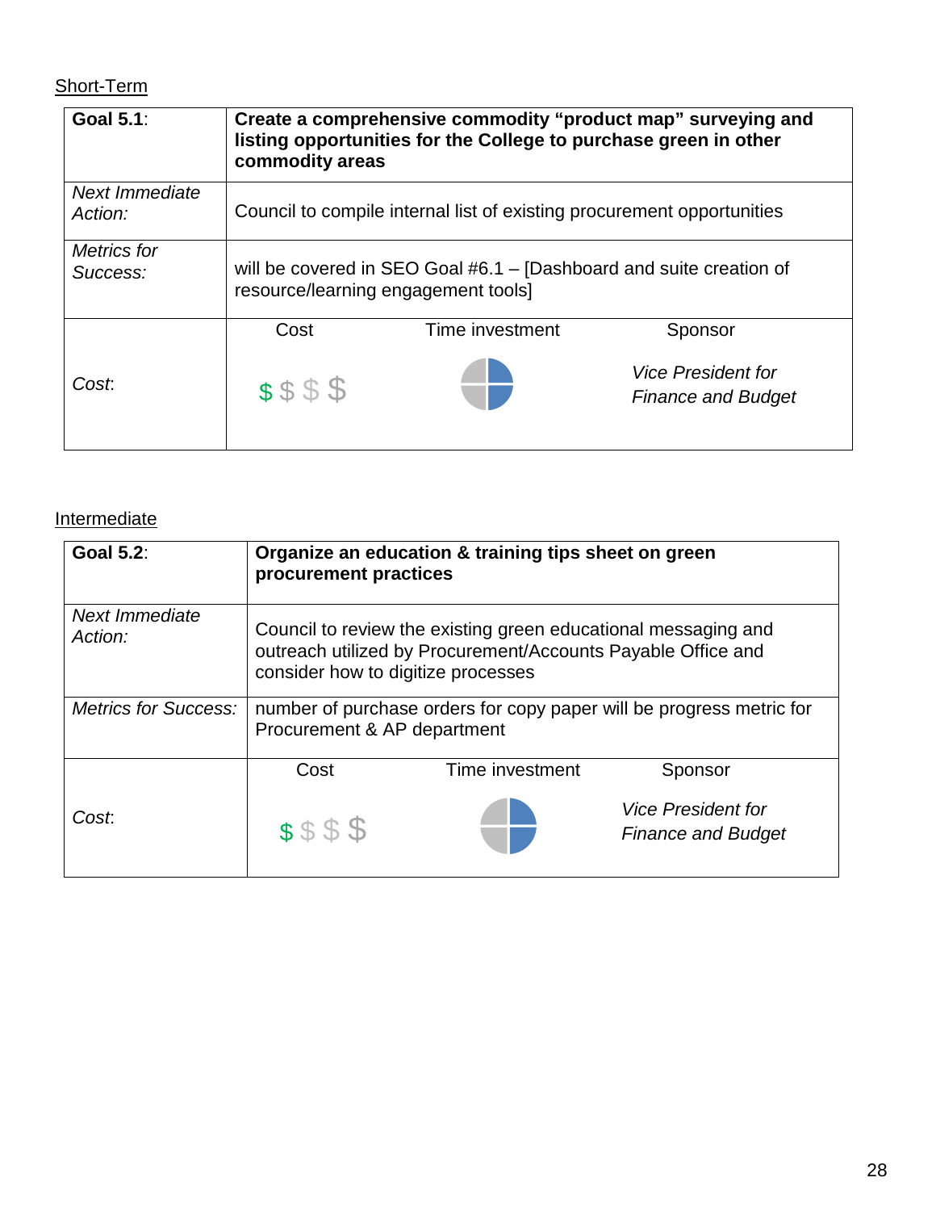Short-Term

| **Goal 5.1**: | **Create a comprehensive commodity "product map" surveying and listing opportunities for the College to purchase green in other commodity areas** | | |
|---|---|---|---|
| *Next Immediate Action:* | Council to compile internal list of existing procurement opportunities | | |
| *Metrics for Success:* | will be covered in SEO Goal #6.1 – [Dashboard and suite creation of resource/learning engagement tools] | | |
| *Cost*: | Cost | Time investment | Sponsor |
| | $ $ $ $ | | *Vice President for Finance and Budget* |

Intermediate

| **Goal 5.2**: | **Organize an education & training tips sheet on green procurement practices** | | |
|---|---|---|---|
| *Next Immediate Action:* | Council to review the existing green educational messaging and outreach utilized by Procurement/Accounts Payable Office and consider how to digitize processes | | |
| *Metrics for Success:* | number of purchase orders for copy paper will be progress metric for Procurement & AP department | | |
| *Cost*: | Cost | Time investment | Sponsor |
| | $ $ $ $ | | *Vice President for Finance and Budget* |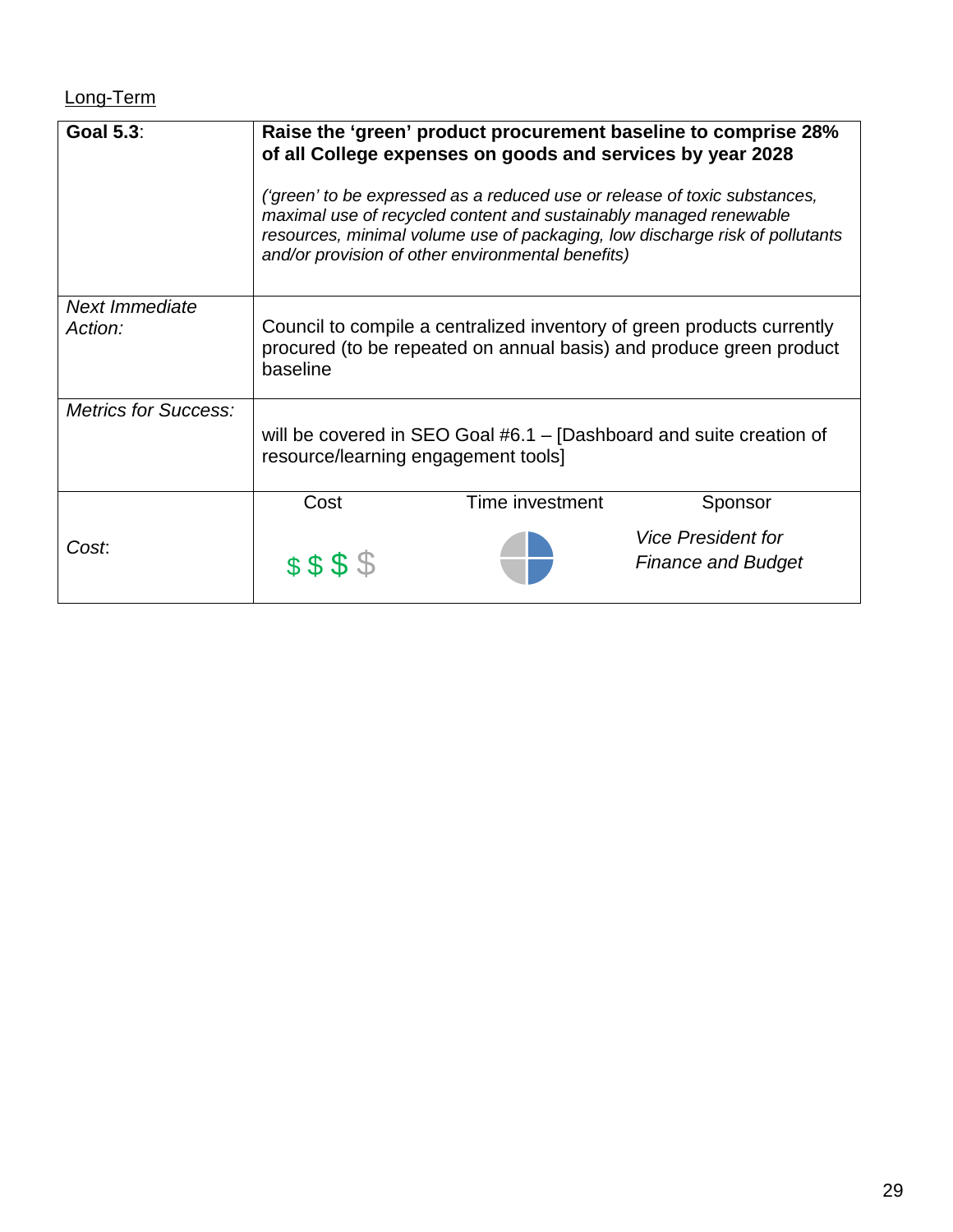Long-Term

| **Goal 5.3**: | **Raise the 'green' product procurement baseline to comprise 28% of all College expenses on goods and services by year 2028**<br><br>*('green' to be expressed as a reduced use or release of toxic substances, maximal use of recycled content and sustainably managed renewable resources, minimal volume use of packaging, low discharge risk of pollutants and/or provision of other environmental benefits)* | | |
|---|---|---|---|
| *Next Immediate Action:* | Council to compile a centralized inventory of green products currently procured (to be repeated on annual basis) and produce green product baseline | | |
| *Metrics for Success:* | will be covered in SEO Goal #6.1 – [Dashboard and suite creation of resource/learning engagement tools] | | |
| *Cost*: | Cost | Time investment | Sponsor |
| | $ $ $ $ | | *Vice President for Finance and Budget* |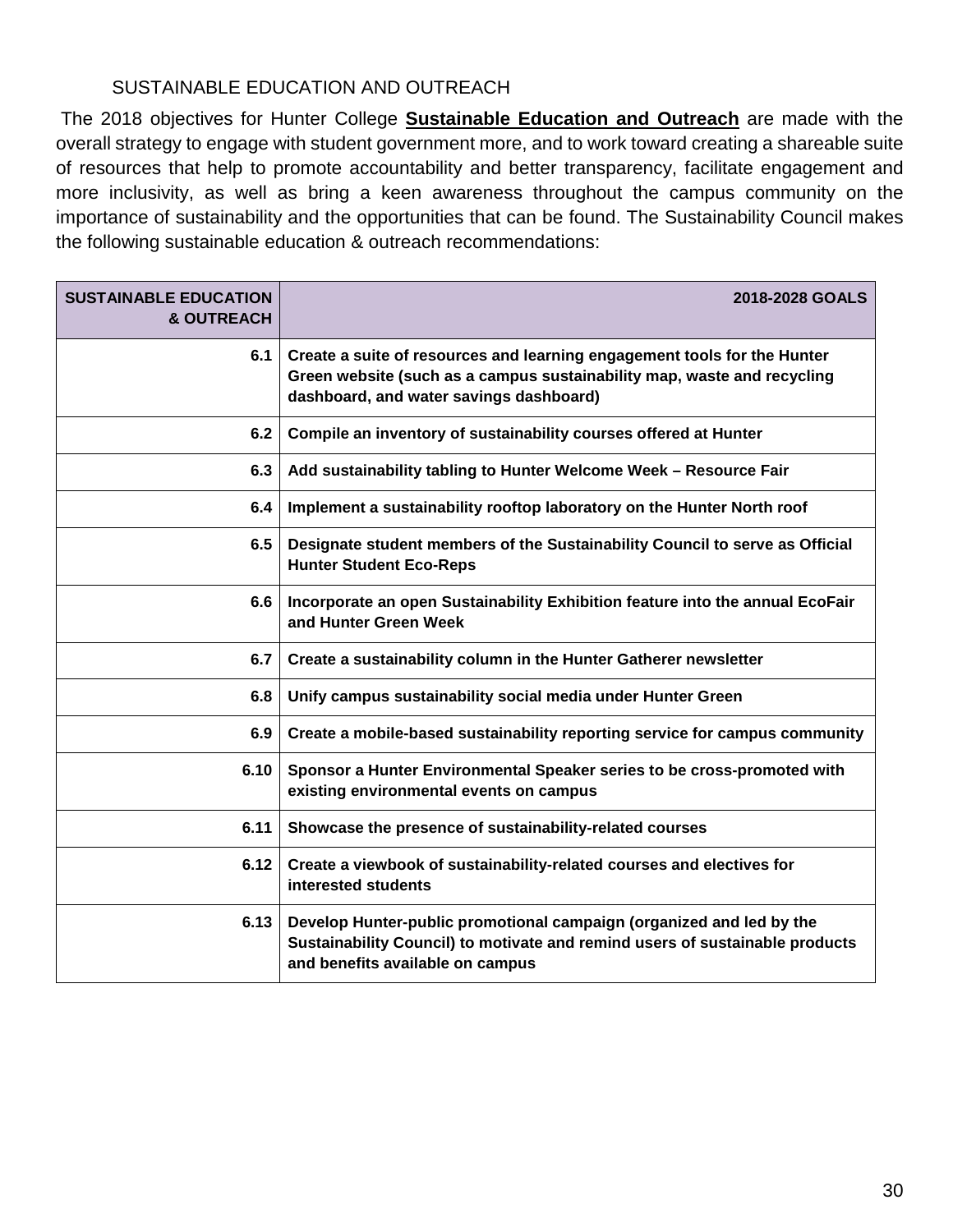## SUSTAINABLE EDUCATION AND OUTREACH

The 2018 objectives for Hunter College **Sustainable Education and Outreach** are made with the overall strategy to engage with student government more, and to work toward creating a shareable suite of resources that help to promote accountability and better transparency, facilitate engagement and more inclusivity, as well as bring a keen awareness throughout the campus community on the importance of sustainability and the opportunities that can be found. The Sustainability Council makes the following sustainable education & outreach recommendations:

| SUSTAINABLE EDUCATION & OUTREACH | 2018-2028 GOALS |
|---|---|
| 6.1 | Create a suite of resources and learning engagement tools for the Hunter Green website (such as a campus sustainability map, waste and recycling dashboard, and water savings dashboard) |
| 6.2 | Compile an inventory of sustainability courses offered at Hunter |
| 6.3 | Add sustainability tabling to Hunter Welcome Week – Resource Fair |
| 6.4 | Implement a sustainability rooftop laboratory on the Hunter North roof |
| 6.5 | Designate student members of the Sustainability Council to serve as Official Hunter Student Eco-Reps |
| 6.6 | Incorporate an open Sustainability Exhibition feature into the annual EcoFair and Hunter Green Week |
| 6.7 | Create a sustainability column in the Hunter Gatherer newsletter |
| 6.8 | Unify campus sustainability social media under Hunter Green |
| 6.9 | Create a mobile-based sustainability reporting service for campus community |
| 6.10 | Sponsor a Hunter Environmental Speaker series to be cross-promoted with existing environmental events on campus |
| 6.11 | Showcase the presence of sustainability-related courses |
| 6.12 | Create a viewbook of sustainability-related courses and electives for interested students |
| 6.13 | Develop Hunter-public promotional campaign (organized and led by the Sustainability Council) to motivate and remind users of sustainable products and benefits available on campus |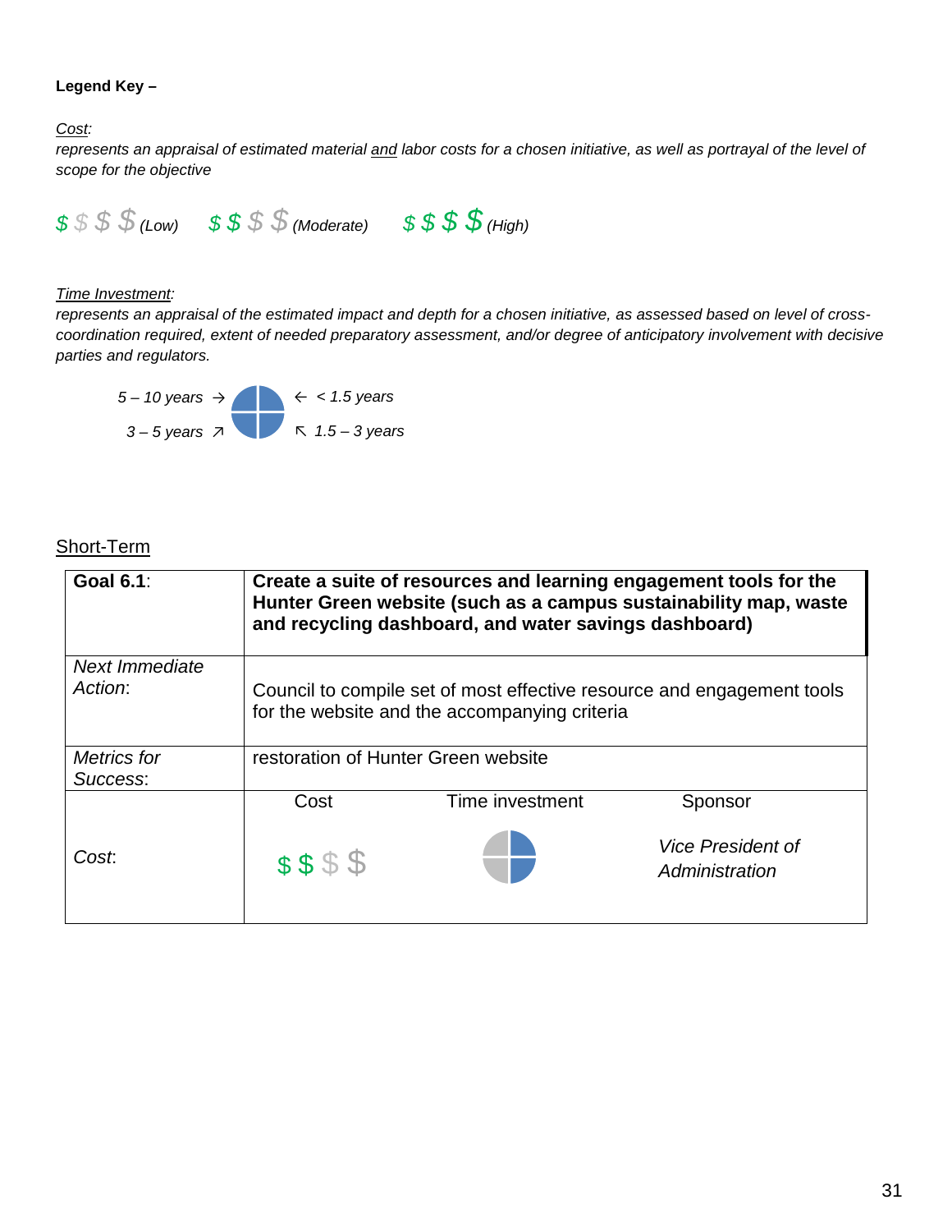**Legend Key –**

*Cost:*
*represents an appraisal of estimated material and labor costs for a chosen initiative, as well as portrayal of the level of scope for the objective*

$ $ $ $ *(Low)*  $ $ $ $ *(Moderate)*  $ $ $ $ *(High)*

*Time Investment:*
*represents an appraisal of the estimated impact and depth for a chosen initiative, as assessed based on level of cross-coordination required, extent of needed preparatory assessment, and/or degree of anticipatory involvement with decisive parties and regulators.*

*5 – 10 years →*  *← < 1.5 years*
*3 – 5 years ↗*  *↖ 1.5 – 3 years*

## Short-Term

| **Goal 6.1**: | **Create a suite of resources and learning engagement tools for the Hunter Green website (such as a campus sustainability map, waste and recycling dashboard, and water savings dashboard)** | | |
|---|---|---|---|
| *Next Immediate Action*: | Council to compile set of most effective resource and engagement tools for the website and the accompanying criteria | | |
| *Metrics for Success*: | restoration of Hunter Green website | | |
| *Cost*: | Cost | Time investment | Sponsor |
| | $ $ $ $ (Moderate) | 1.5 – 3 years | *Vice President of Administration* |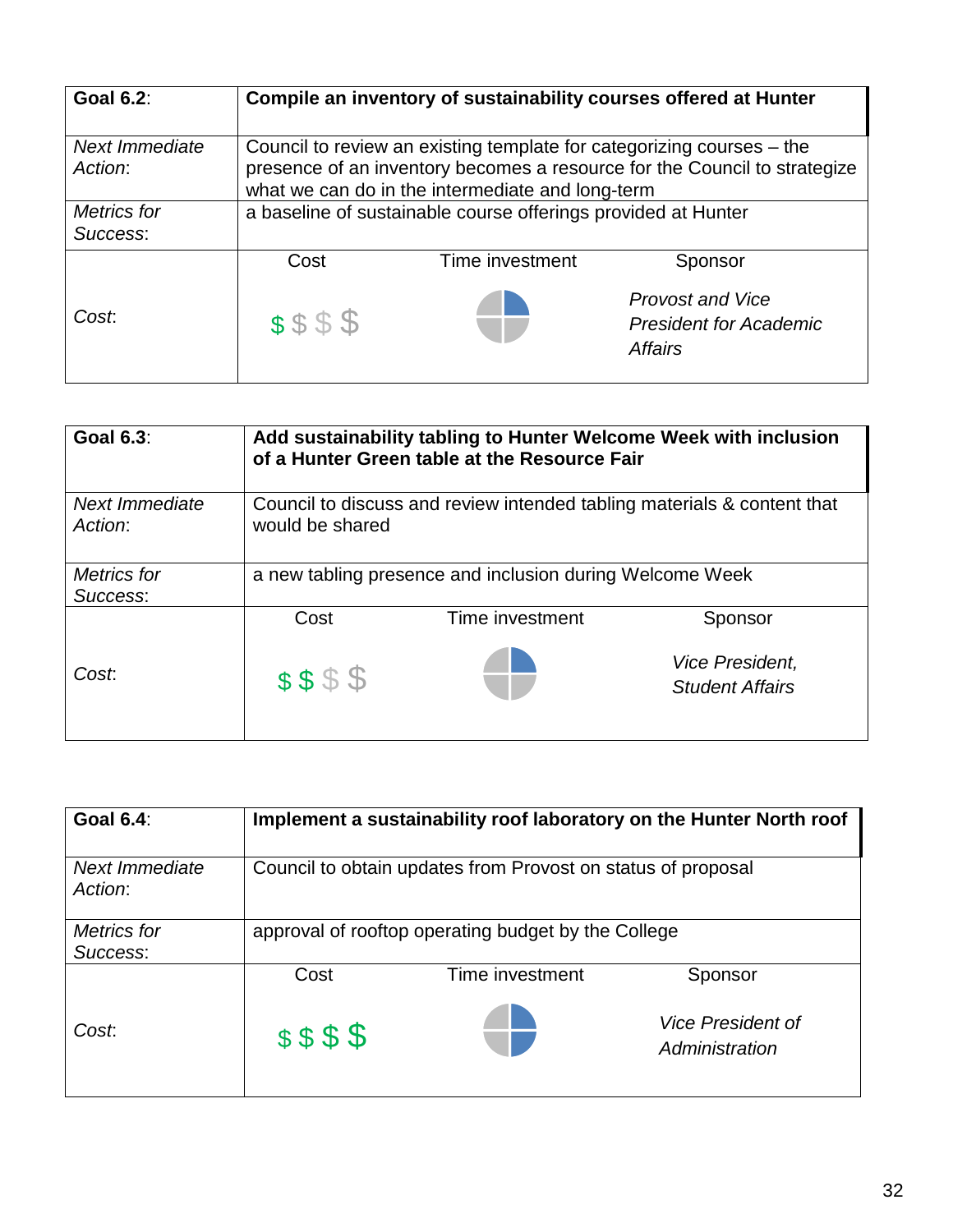| **Goal 6.2**: | **Compile an inventory of sustainability courses offered at Hunter** | | |
|---|---|---|---|
| *Next Immediate Action*: | Council to review an existing template for categorizing courses – the presence of an inventory becomes a resource for the Council to strategize what we can do in the intermediate and long-term | | |
| *Metrics for Success*: | a baseline of sustainable course offerings provided at Hunter | | |
| | Cost | Time investment | Sponsor |
| *Cost*: | $ $ $ $ | | *Provost and Vice President for Academic Affairs* |

| **Goal 6.3**: | **Add sustainability tabling to Hunter Welcome Week with inclusion of a Hunter Green table at the Resource Fair** | | |
|---|---|---|---|
| *Next Immediate Action*: | Council to discuss and review intended tabling materials & content that would be shared | | |
| *Metrics for Success*: | a new tabling presence and inclusion during Welcome Week | | |
| | Cost | Time investment | Sponsor |
| *Cost*: | $ $ $ $ | | *Vice President, Student Affairs* |

| **Goal 6.4**: | **Implement a sustainability roof laboratory on the Hunter North roof** | | |
|---|---|---|---|
| *Next Immediate Action*: | Council to obtain updates from Provost on status of proposal | | |
| *Metrics for Success*: | approval of rooftop operating budget by the College | | |
| | Cost | Time investment | Sponsor |
| *Cost*: | $ $ $ $ | | *Vice President of Administration* |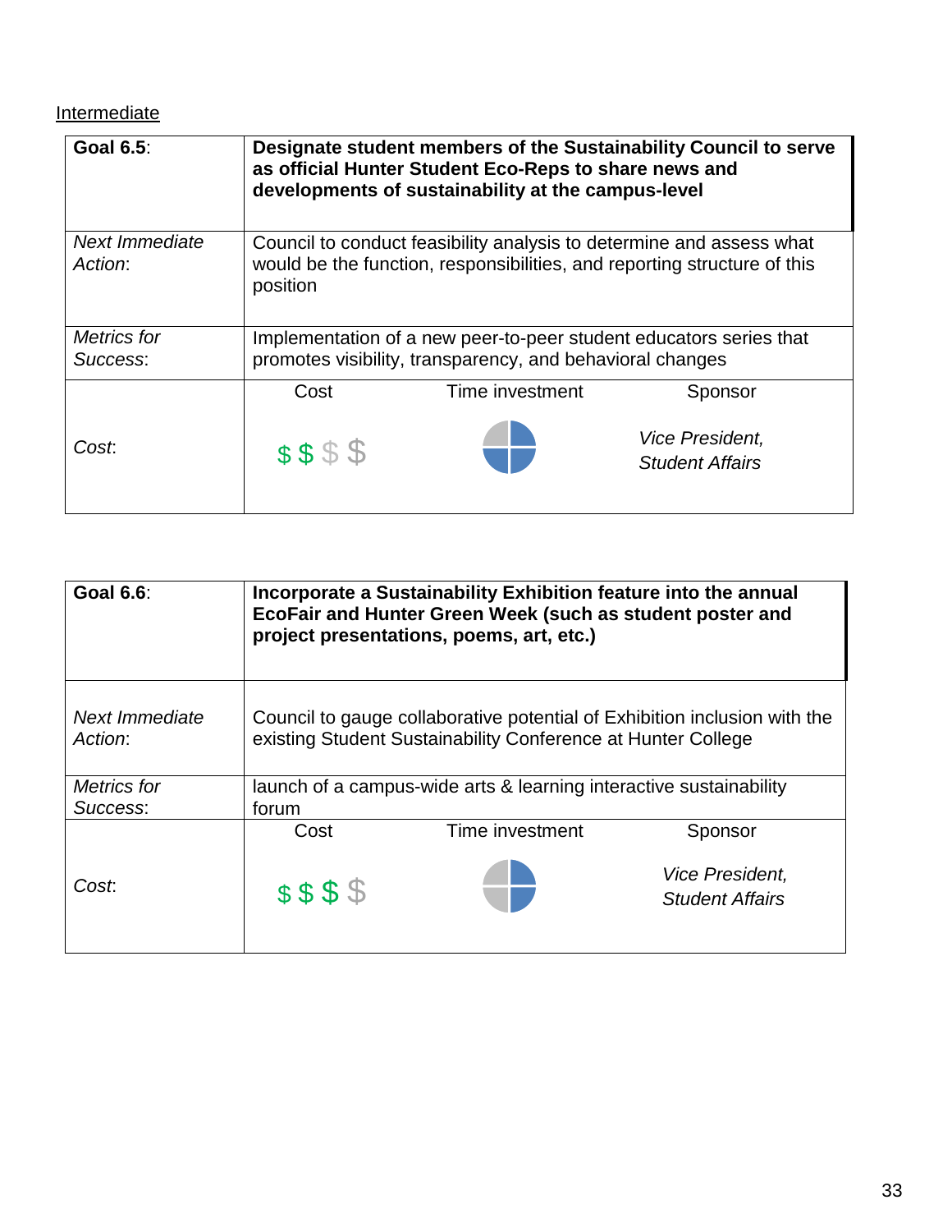Intermediate

| **Goal 6.5**: | **Designate student members of the Sustainability Council to serve as official Hunter Student Eco-Reps to share news and developments of sustainability at the campus-level** | | |
|---|---|---|---|
| *Next Immediate Action*: | Council to conduct feasibility analysis to determine and assess what would be the function, responsibilities, and reporting structure of this position | | |
| *Metrics for Success*: | Implementation of a new peer-to-peer student educators series that promotes visibility, transparency, and behavioral changes | | |
| *Cost*: | Cost<br>$ $ $ $ | Time investment | Sponsor<br>*Vice President, Student Affairs* |

| **Goal 6.6**: | **Incorporate a Sustainability Exhibition feature into the annual EcoFair and Hunter Green Week (such as student poster and project presentations, poems, art, etc.)** | | |
|---|---|---|---|
| *Next Immediate Action*: | Council to gauge collaborative potential of Exhibition inclusion with the existing Student Sustainability Conference at Hunter College | | |
| *Metrics for Success*: | launch of a campus-wide arts & learning interactive sustainability forum | | |
| *Cost*: | Cost<br>$ $ $ $ | Time investment | Sponsor<br>*Vice President, Student Affairs* |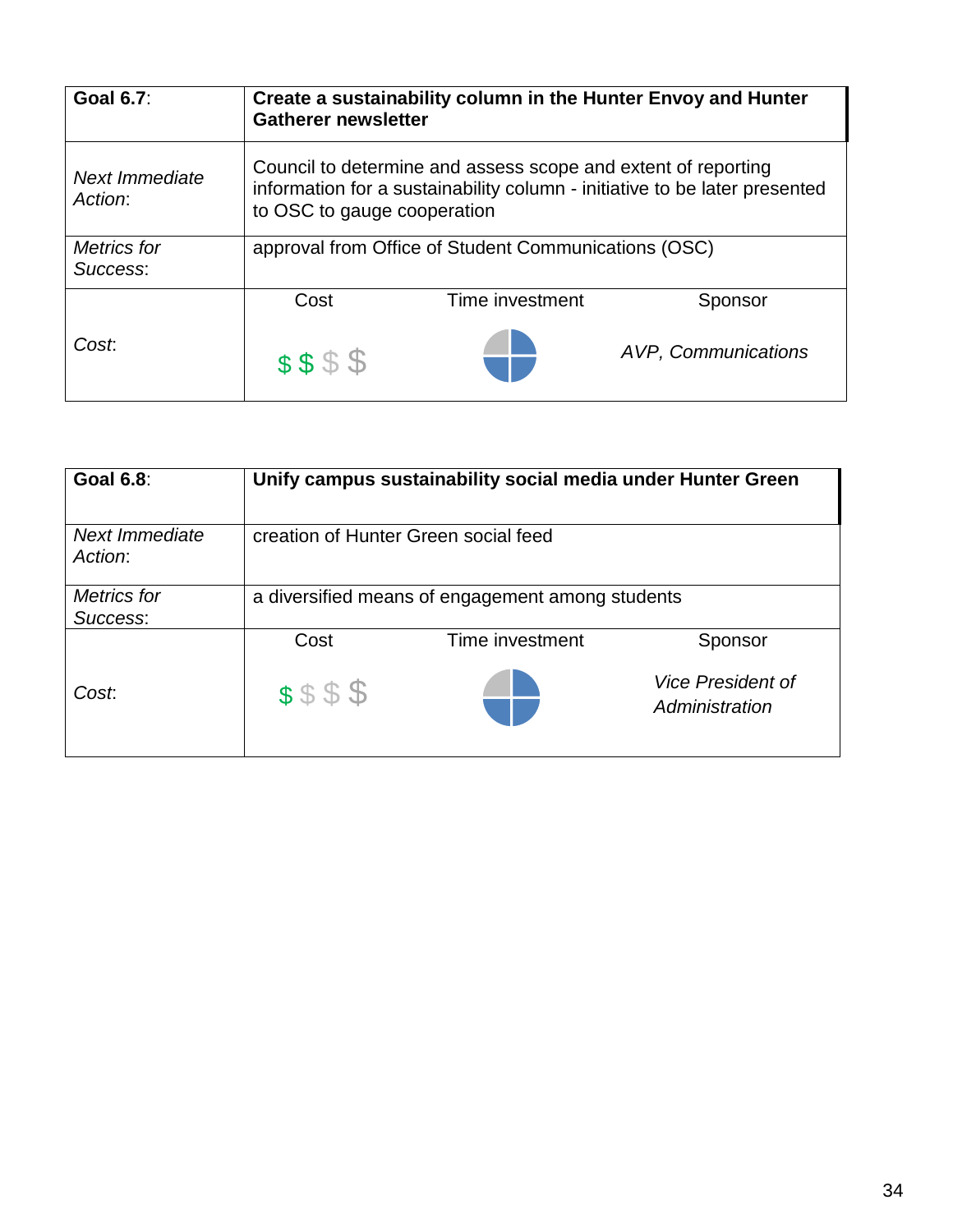| **Goal 6.7**: | **Create a sustainability column in the Hunter Envoy and Hunter Gatherer newsletter** | | |
|---|---|---|---|
| *Next Immediate Action*: | Council to determine and assess scope and extent of reporting information for a sustainability column - initiative to be later presented to OSC to gauge cooperation | | |
| *Metrics for Success*: | approval from Office of Student Communications (OSC) | | |
| *Cost*: | Cost | Time investment | Sponsor |
| | $ $ $ $ | | *AVP, Communications* |

| **Goal 6.8**: | **Unify campus sustainability social media under Hunter Green** | | |
|---|---|---|---|
| *Next Immediate Action*: | creation of Hunter Green social feed | | |
| *Metrics for Success*: | a diversified means of engagement among students | | |
| *Cost*: | Cost | Time investment | Sponsor |
| | $ $ $ $ | | *Vice President of Administration* |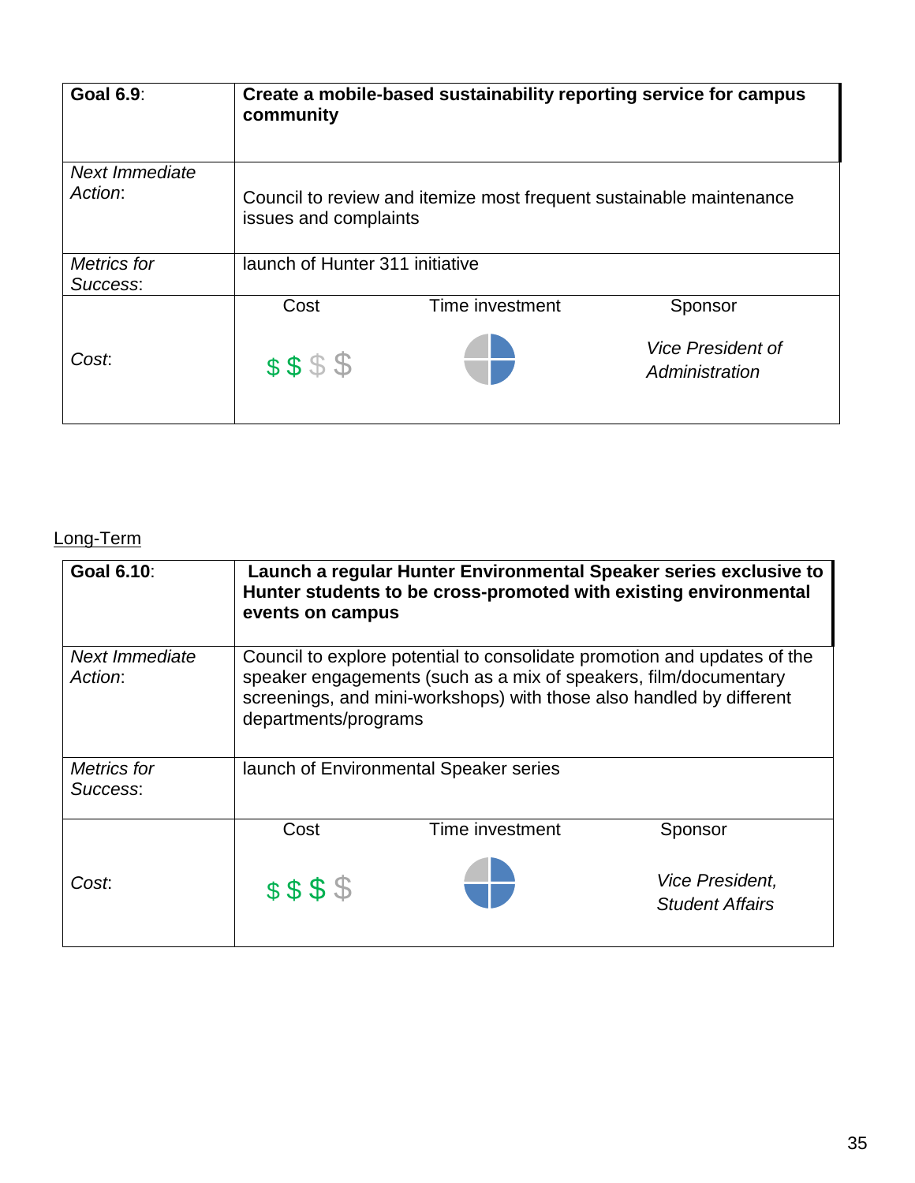| **Goal 6.9**: | **Create a mobile-based sustainability reporting service for campus community** | | |
|---|---|---|---|
| *Next Immediate Action*: | Council to review and itemize most frequent sustainable maintenance issues and complaints | | |
| *Metrics for Success*: | launch of Hunter 311 initiative | | |
| *Cost*: | Cost<br>$ $ $ $ | Time investment | Sponsor<br>*Vice President of Administration* |

Long-Term

| **Goal 6.10**: | **Launch a regular Hunter Environmental Speaker series exclusive to Hunter students to be cross-promoted with existing environmental events on campus** | | |
|---|---|---|---|
| *Next Immediate Action*: | Council to explore potential to consolidate promotion and updates of the speaker engagements (such as a mix of speakers, film/documentary screenings, and mini-workshops) with those also handled by different departments/programs | | |
| *Metrics for Success*: | launch of Environmental Speaker series | | |
| *Cost*: | Cost<br>$ $ $ $ | Time investment | Sponsor<br>*Vice President, Student Affairs* |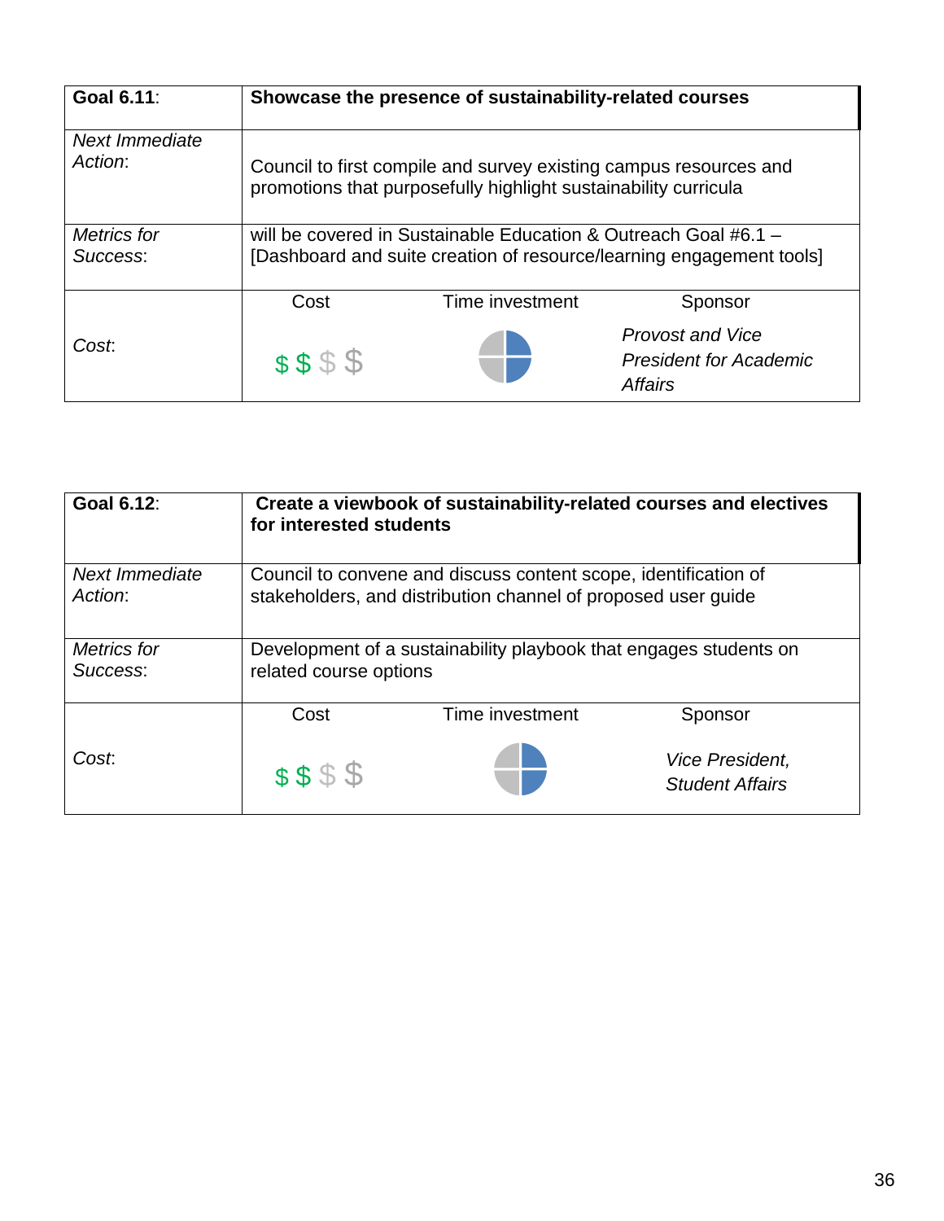| **Goal 6.11**: | **Showcase the presence of sustainability-related courses** | | |
|---|---|---|---|
| *Next Immediate Action*: | Council to first compile and survey existing campus resources and promotions that purposefully highlight sustainability curricula | | |
| *Metrics for Success*: | will be covered in Sustainable Education & Outreach Goal #6.1 – [Dashboard and suite creation of resource/learning engagement tools] | | |
| *Cost*: | Cost<br>$ $ $ $ | Time investment | Sponsor<br>*Provost and Vice President for Academic Affairs* |

| **Goal 6.12**: | **Create a viewbook of sustainability-related courses and electives for interested students** | | |
|---|---|---|---|
| *Next Immediate Action*: | Council to convene and discuss content scope, identification of stakeholders, and distribution channel of proposed user guide | | |
| *Metrics for Success*: | Development of a sustainability playbook that engages students on related course options | | |
| *Cost*: | Cost<br>$ $ $ $ | Time investment | Sponsor<br>*Vice President, Student Affairs* |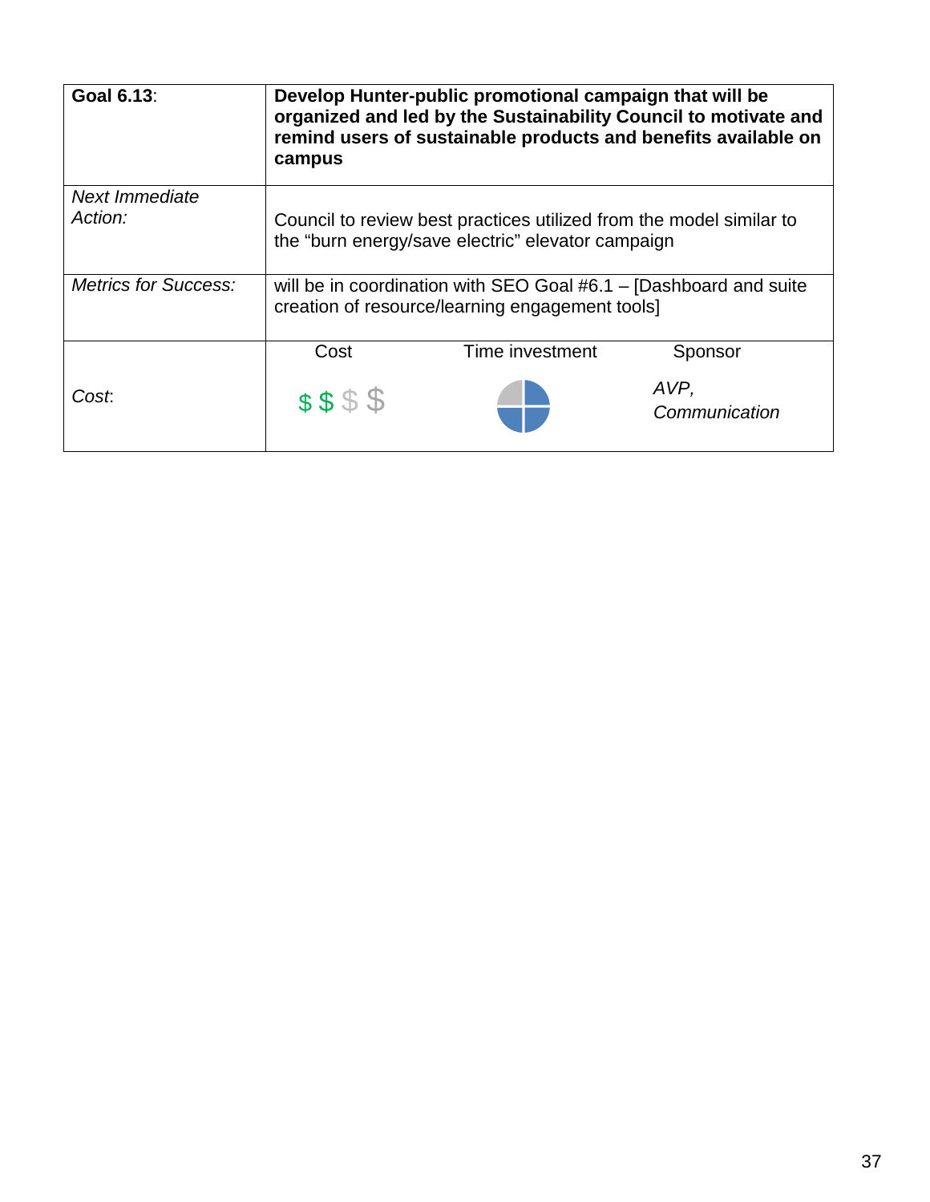| **Goal 6.13**: | **Develop Hunter-public promotional campaign that will be organized and led by the Sustainability Council to motivate and remind users of sustainable products and benefits available on campus** | | |
|---|---|---|---|
| *Next Immediate Action:* | Council to review best practices utilized from the model similar to the “burn energy/save electric” elevator campaign | | |
| *Metrics for Success:* | will be in coordination with SEO Goal #6.1 – [Dashboard and suite creation of resource/learning engagement tools] | | |
| *Cost*: | Cost | Time investment | Sponsor |
| | $ $ $ $ | | *AVP, Communication* |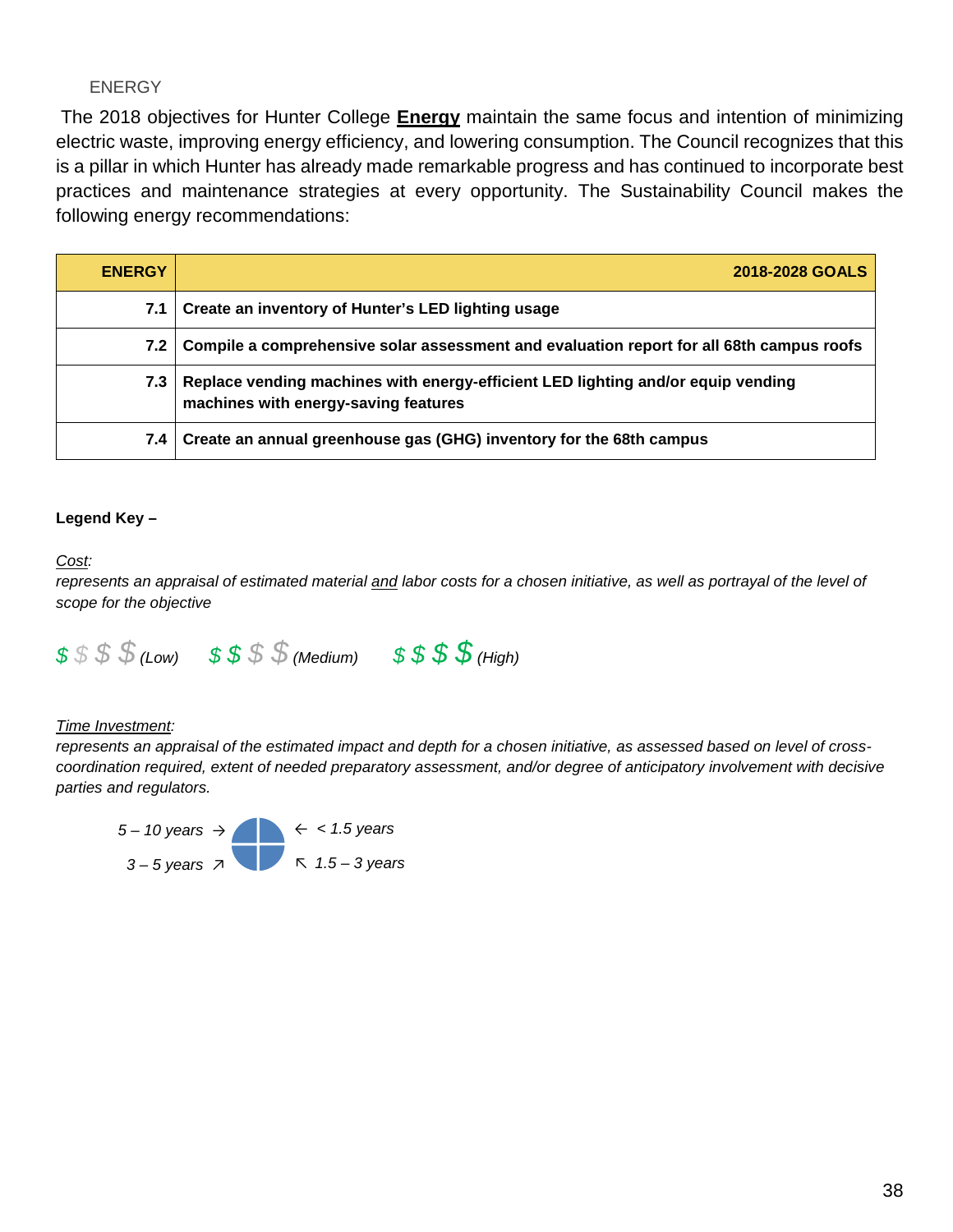ENERGY

The 2018 objectives for Hunter College **Energy** maintain the same focus and intention of minimizing electric waste, improving energy efficiency, and lowering consumption. The Council recognizes that this is a pillar in which Hunter has already made remarkable progress and has continued to incorporate best practices and maintenance strategies at every opportunity. The Sustainability Council makes the following energy recommendations:

| ENERGY | 2018-2028 GOALS |
|---|---|
| **7.1** | **Create an inventory of Hunter's LED lighting usage** |
| **7.2** | **Compile a comprehensive solar assessment and evaluation report for all 68th campus roofs** |
| **7.3** | **Replace vending machines with energy-efficient LED lighting and/or equip vending machines with energy-saving features** |
| **7.4** | **Create an annual greenhouse gas (GHG) inventory for the 68th campus** |

**Legend Key –**

*Cost:*
*represents an appraisal of estimated material and labor costs for a chosen initiative, as well as portrayal of the level of scope for the objective*

*$ $ $ $ (Low)   $ $ $ $ (Medium)   $ $ $ $ (High)*

*Time Investment:*
*represents an appraisal of the estimated impact and depth for a chosen initiative, as assessed based on level of cross-coordination required, extent of needed preparatory assessment, and/or degree of anticipatory involvement with decisive parties and regulators.*

*5 – 10 years →   ← < 1.5 years*
*3 – 5 years ↗   ↖ 1.5 – 3 years*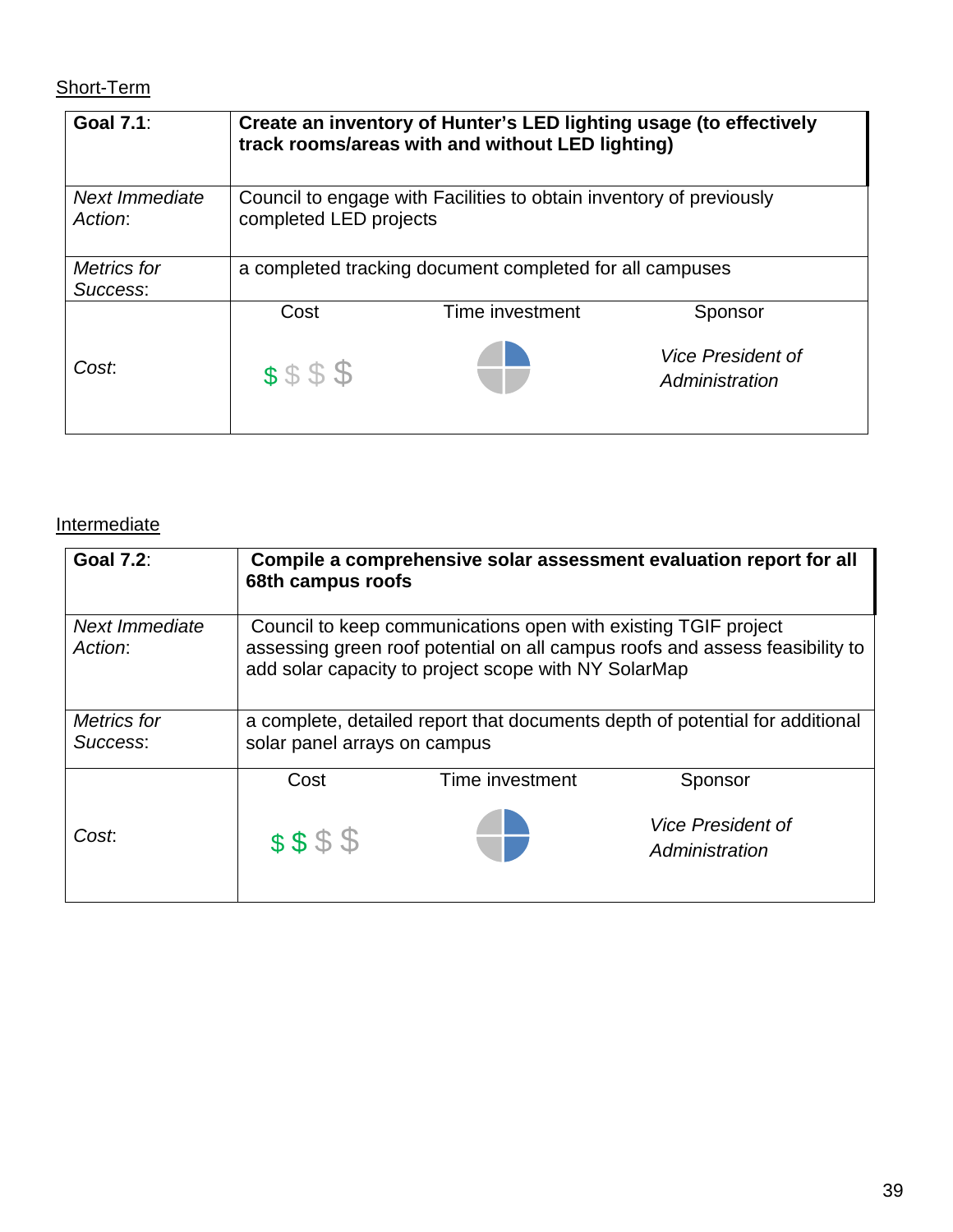Short-Term

| **Goal 7.1**: | **Create an inventory of Hunter's LED lighting usage (to effectively track rooms/areas with and without LED lighting)** | | |
|---|---|---|---|
| *Next Immediate Action*: | Council to engage with Facilities to obtain inventory of previously completed LED projects | | |
| *Metrics for Success*: | a completed tracking document completed for all campuses | | |
| *Cost*: | Cost<br>$ $ $ $ | Time investment | Sponsor<br>*Vice President of Administration* |

Intermediate

| **Goal 7.2**: | **Compile a comprehensive solar assessment evaluation report for all 68th campus roofs** | | |
|---|---|---|---|
| *Next Immediate Action*: | Council to keep communications open with existing TGIF project assessing green roof potential on all campus roofs and assess feasibility to add solar capacity to project scope with NY SolarMap | | |
| *Metrics for Success*: | a complete, detailed report that documents depth of potential for additional solar panel arrays on campus | | |
| *Cost*: | Cost<br>$ $ $ $ | Time investment | Sponsor<br>*Vice President of Administration* |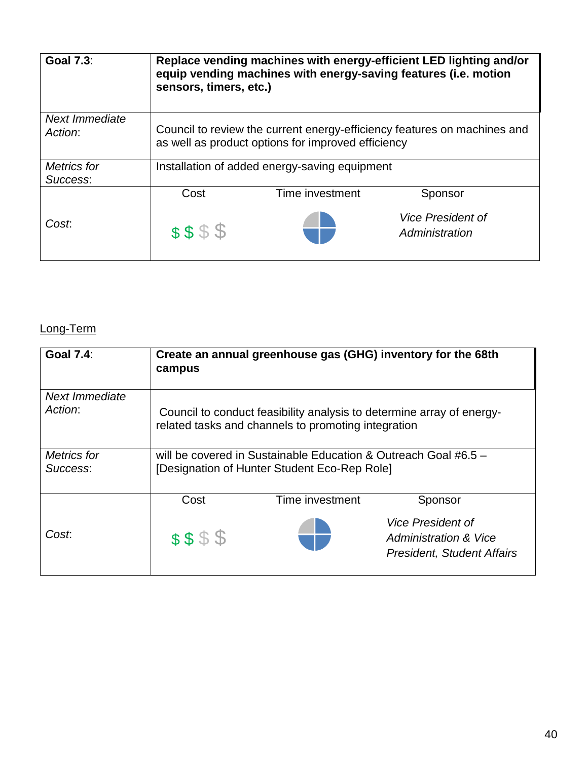| Goal 7.3: | **Replace vending machines with energy-efficient LED lighting and/or equip vending machines with energy-saving features (i.e. motion sensors, timers, etc.)** | | |
|---|---|---|---|
| *Next Immediate Action*: | Council to review the current energy-efficiency features on machines and as well as product options for improved efficiency | | |
| *Metrics for Success*: | Installation of added energy-saving equipment | | |
| *Cost*: | Cost | Time investment | Sponsor |
| | $ $ $ $ | | *Vice President of Administration* |

Long-Term

| Goal 7.4: | **Create an annual greenhouse gas (GHG) inventory for the 68th campus** | | |
|---|---|---|---|
| *Next Immediate Action*: | Council to conduct feasibility analysis to determine array of energy-related tasks and channels to promoting integration | | |
| *Metrics for Success*: | will be covered in Sustainable Education & Outreach Goal #6.5 – [Designation of Hunter Student Eco-Rep Role] | | |
| *Cost*: | Cost | Time investment | Sponsor |
| | $ $ $ $ | | *Vice President of Administration & Vice President, Student Affairs* |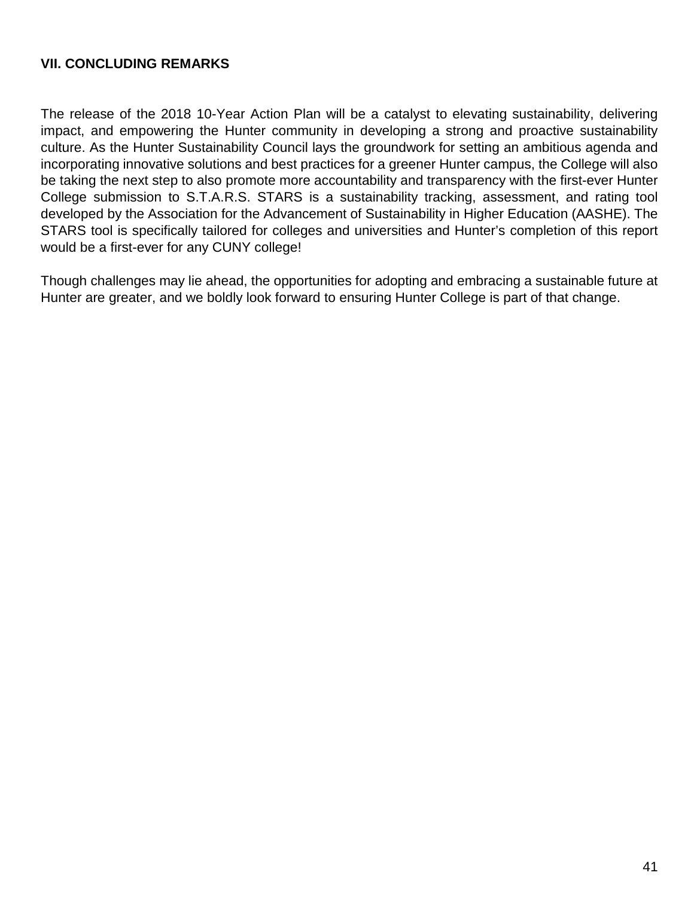## VII. CONCLUDING REMARKS

The release of the 2018 10-Year Action Plan will be a catalyst to elevating sustainability, delivering impact, and empowering the Hunter community in developing a strong and proactive sustainability culture. As the Hunter Sustainability Council lays the groundwork for setting an ambitious agenda and incorporating innovative solutions and best practices for a greener Hunter campus, the College will also be taking the next step to also promote more accountability and transparency with the first-ever Hunter College submission to S.T.A.R.S. STARS is a sustainability tracking, assessment, and rating tool developed by the Association for the Advancement of Sustainability in Higher Education (AASHE). The STARS tool is specifically tailored for colleges and universities and Hunter's completion of this report would be a first-ever for any CUNY college!

Though challenges may lie ahead, the opportunities for adopting and embracing a sustainable future at Hunter are greater, and we boldly look forward to ensuring Hunter College is part of that change.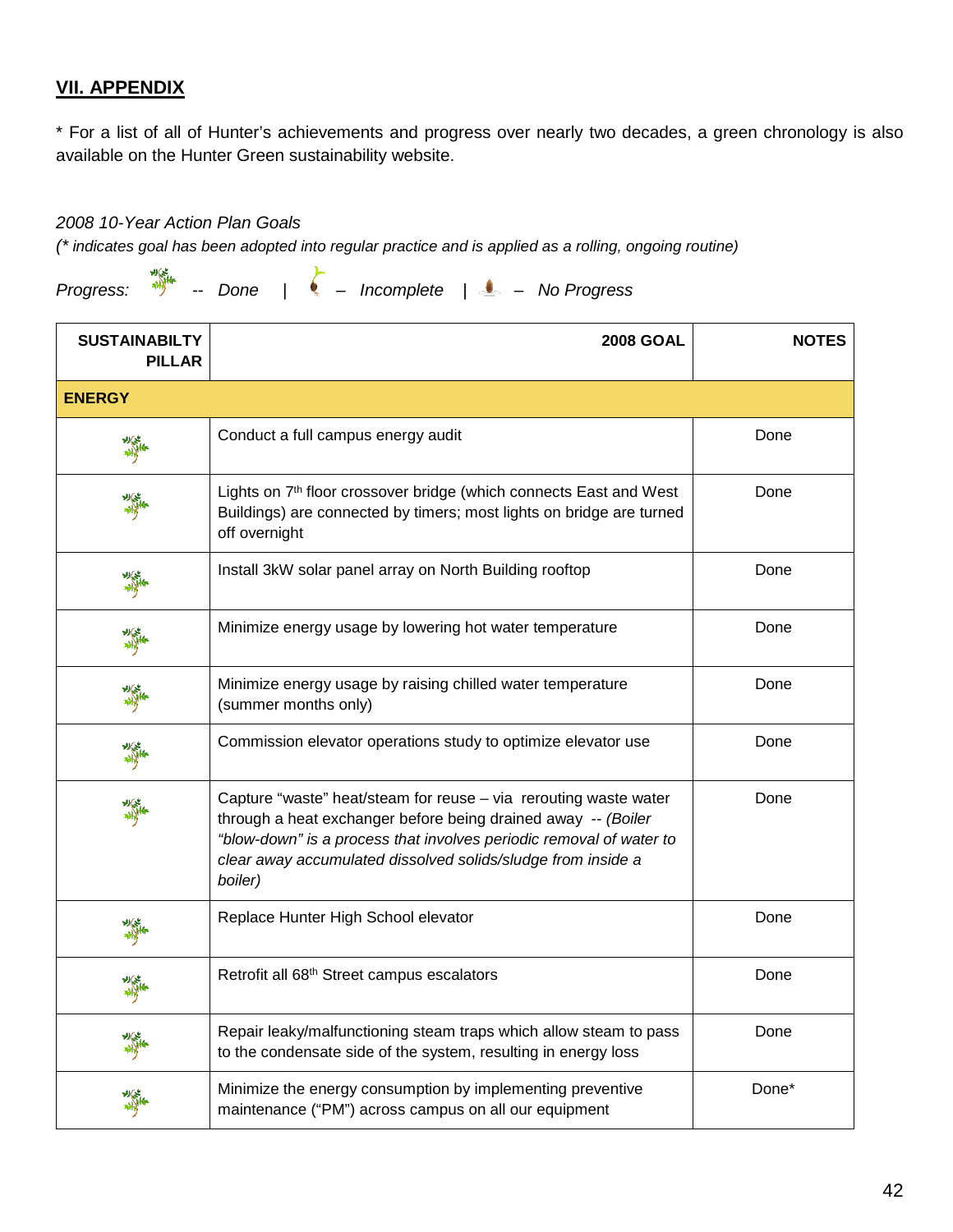## VII. APPENDIX

* For a list of all of Hunter's achievements and progress over nearly two decades, a green chronology is also available on the Hunter Green sustainability website.

*2008 10-Year Action Plan Goals*

*(* indicates goal has been adopted into regular practice and is applied as a rolling, ongoing routine)*

*Progress:* -- *Done* | – *Incomplete* | – *No Progress*

| SUSTAINABILTY PILLAR | 2008 GOAL | NOTES |
|---|---|---|
| **ENERGY** | | |
| | Conduct a full campus energy audit | Done |
| | Lights on 7th floor crossover bridge (which connects East and West Buildings) are connected by timers; most lights on bridge are turned off overnight | Done |
| | Install 3kW solar panel array on North Building rooftop | Done |
| | Minimize energy usage by lowering hot water temperature | Done |
| | Minimize energy usage by raising chilled water temperature (summer months only) | Done |
| | Commission elevator operations study to optimize elevator use | Done |
| | Capture "waste" heat/steam for reuse – via rerouting waste water through a heat exchanger before being drained away -- *(Boiler "blow-down" is a process that involves periodic removal of water to clear away accumulated dissolved solids/sludge from inside a boiler)* | Done |
| | Replace Hunter High School elevator | Done |
| | Retrofit all 68th Street campus escalators | Done |
| | Repair leaky/malfunctioning steam traps which allow steam to pass to the condensate side of the system, resulting in energy loss | Done |
| | Minimize the energy consumption by implementing preventive maintenance ("PM") across campus on all our equipment | Done* |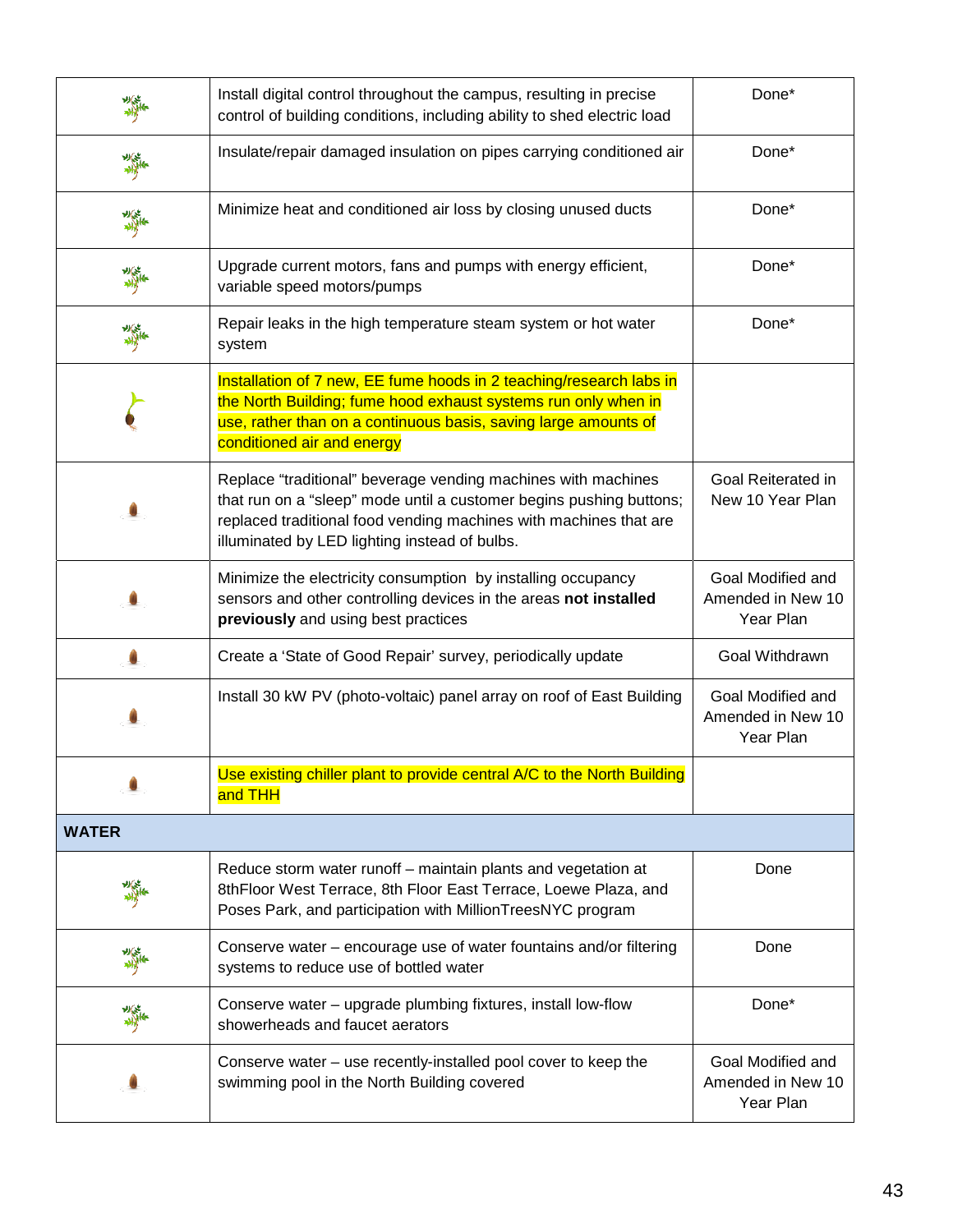| | | |
|---|---|---|
| | Install digital control throughout the campus, resulting in precise control of building conditions, including ability to shed electric load | Done* |
| | Insulate/repair damaged insulation on pipes carrying conditioned air | Done* |
| | Minimize heat and conditioned air loss by closing unused ducts | Done* |
| | Upgrade current motors, fans and pumps with energy efficient, variable speed motors/pumps | Done* |
| | Repair leaks in the high temperature steam system or hot water system | Done* |
| | Installation of 7 new, EE fume hoods in 2 teaching/research labs in the North Building; fume hood exhaust systems run only when in use, rather than on a continuous basis, saving large amounts of conditioned air and energy | |
| | Replace “traditional” beverage vending machines with machines that run on a “sleep” mode until a customer begins pushing buttons; replaced traditional food vending machines with machines that are illuminated by LED lighting instead of bulbs. | Goal Reiterated in New 10 Year Plan |
| | Minimize the electricity consumption by installing occupancy sensors and other controlling devices in the areas **not installed previously** and using best practices | Goal Modified and Amended in New 10 Year Plan |
| | Create a ‘State of Good Repair’ survey, periodically update | Goal Withdrawn |
| | Install 30 kW PV (photo-voltaic) panel array on roof of East Building | Goal Modified and Amended in New 10 Year Plan |
| | Use existing chiller plant to provide central A/C to the North Building and THH | |
| **WATER** | | |
| | Reduce storm water runoff – maintain plants and vegetation at 8thFloor West Terrace, 8th Floor East Terrace, Loewe Plaza, and Poses Park, and participation with MillionTreesNYC program | Done |
| | Conserve water – encourage use of water fountains and/or filtering systems to reduce use of bottled water | Done |
| | Conserve water – upgrade plumbing fixtures, install low-flow showerheads and faucet aerators | Done* |
| | Conserve water – use recently-installed pool cover to keep the swimming pool in the North Building covered | Goal Modified and Amended in New 10 Year Plan |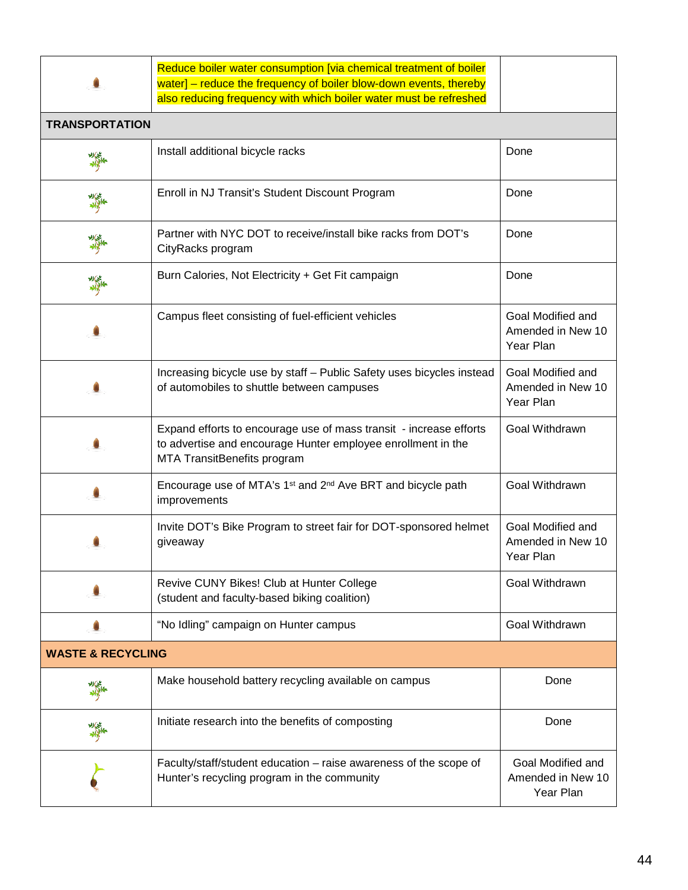| | | |
|---|---|---|
| | Reduce boiler water consumption [via chemical treatment of boiler water] – reduce the frequency of boiler blow-down events, thereby also reducing frequency with which boiler water must be refreshed | |
| **TRANSPORTATION** | | |
| | Install additional bicycle racks | Done |
| | Enroll in NJ Transit's Student Discount Program | Done |
| | Partner with NYC DOT to receive/install bike racks from DOT's CityRacks program | Done |
| | Burn Calories, Not Electricity + Get Fit campaign | Done |
| | Campus fleet consisting of fuel-efficient vehicles | Goal Modified and Amended in New 10 Year Plan |
| | Increasing bicycle use by staff – Public Safety uses bicycles instead of automobiles to shuttle between campuses | Goal Modified and Amended in New 10 Year Plan |
| | Expand efforts to encourage use of mass transit - increase efforts to advertise and encourage Hunter employee enrollment in the MTA TransitBenefits program | Goal Withdrawn |
| | Encourage use of MTA's 1st and 2nd Ave BRT and bicycle path improvements | Goal Withdrawn |
| | Invite DOT's Bike Program to street fair for DOT-sponsored helmet giveaway | Goal Modified and Amended in New 10 Year Plan |
| | Revive CUNY Bikes! Club at Hunter College (student and faculty-based biking coalition) | Goal Withdrawn |
| | "No Idling" campaign on Hunter campus | Goal Withdrawn |
| **WASTE & RECYCLING** | | |
| | Make household battery recycling available on campus | Done |
| | Initiate research into the benefits of composting | Done |
| | Faculty/staff/student education – raise awareness of the scope of Hunter's recycling program in the community | Goal Modified and Amended in New 10 Year Plan |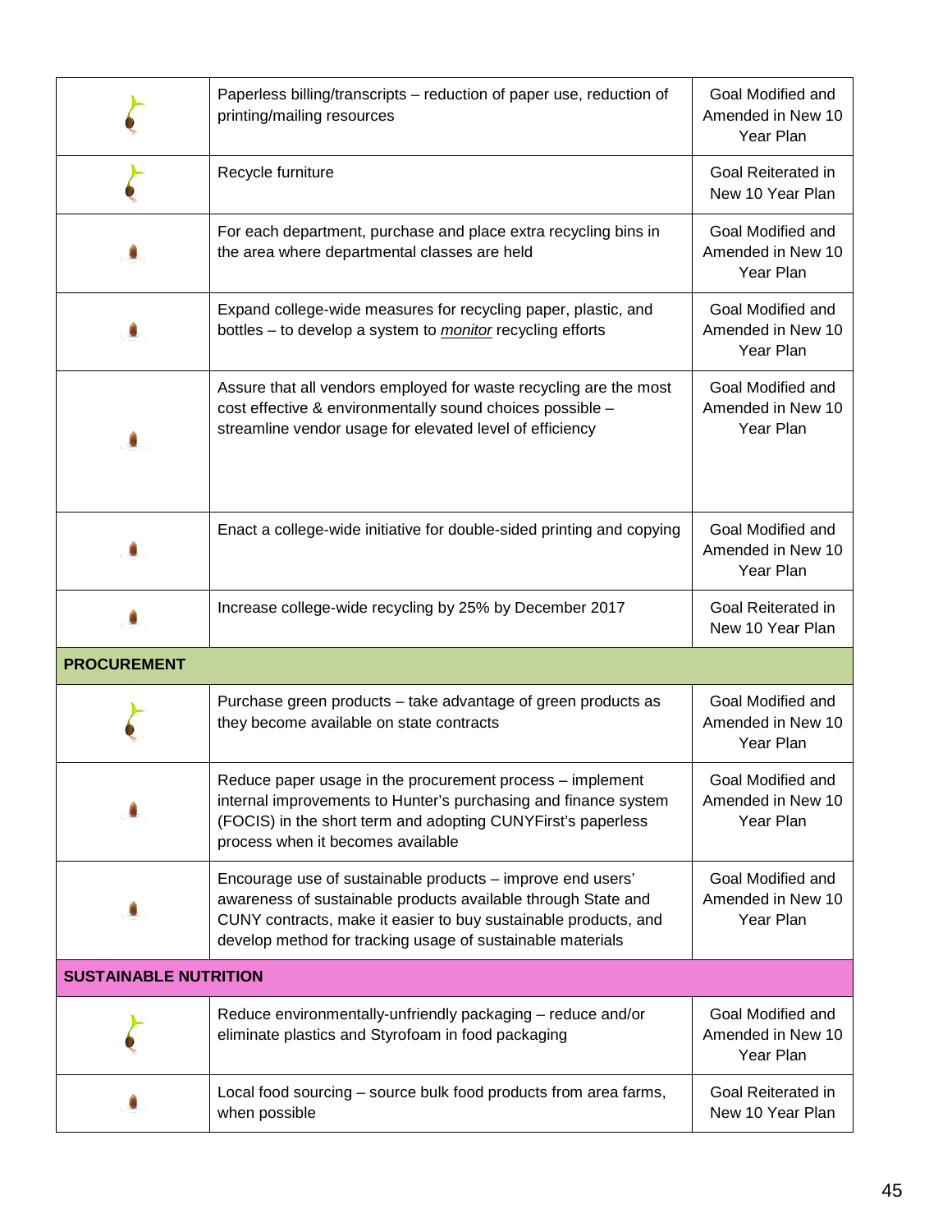| | | |
|---|---|---|
| | Paperless billing/transcripts – reduction of paper use, reduction of printing/mailing resources | Goal Modified and Amended in New 10 Year Plan |
| | Recycle furniture | Goal Reiterated in New 10 Year Plan |
| | For each department, purchase and place extra recycling bins in the area where departmental classes are held | Goal Modified and Amended in New 10 Year Plan |
| | Expand college-wide measures for recycling paper, plastic, and bottles – to develop a system to *monitor* recycling efforts | Goal Modified and Amended in New 10 Year Plan |
| | Assure that all vendors employed for waste recycling are the most cost effective & environmentally sound choices possible – streamline vendor usage for elevated level of efficiency | Goal Modified and Amended in New 10 Year Plan |
| | Enact a college-wide initiative for double-sided printing and copying | Goal Modified and Amended in New 10 Year Plan |
| | Increase college-wide recycling by 25% by December 2017 | Goal Reiterated in New 10 Year Plan |
| **PROCUREMENT** | | |
| | Purchase green products – take advantage of green products as they become available on state contracts | Goal Modified and Amended in New 10 Year Plan |
| | Reduce paper usage in the procurement process – implement internal improvements to Hunter's purchasing and finance system (FOCIS) in the short term and adopting CUNYFirst's paperless process when it becomes available | Goal Modified and Amended in New 10 Year Plan |
| | Encourage use of sustainable products – improve end users' awareness of sustainable products available through State and CUNY contracts, make it easier to buy sustainable products, and develop method for tracking usage of sustainable materials | Goal Modified and Amended in New 10 Year Plan |
| **SUSTAINABLE NUTRITION** | | |
| | Reduce environmentally-unfriendly packaging – reduce and/or eliminate plastics and Styrofoam in food packaging | Goal Modified and Amended in New 10 Year Plan |
| | Local food sourcing – source bulk food products from area farms, when possible | Goal Reiterated in New 10 Year Plan |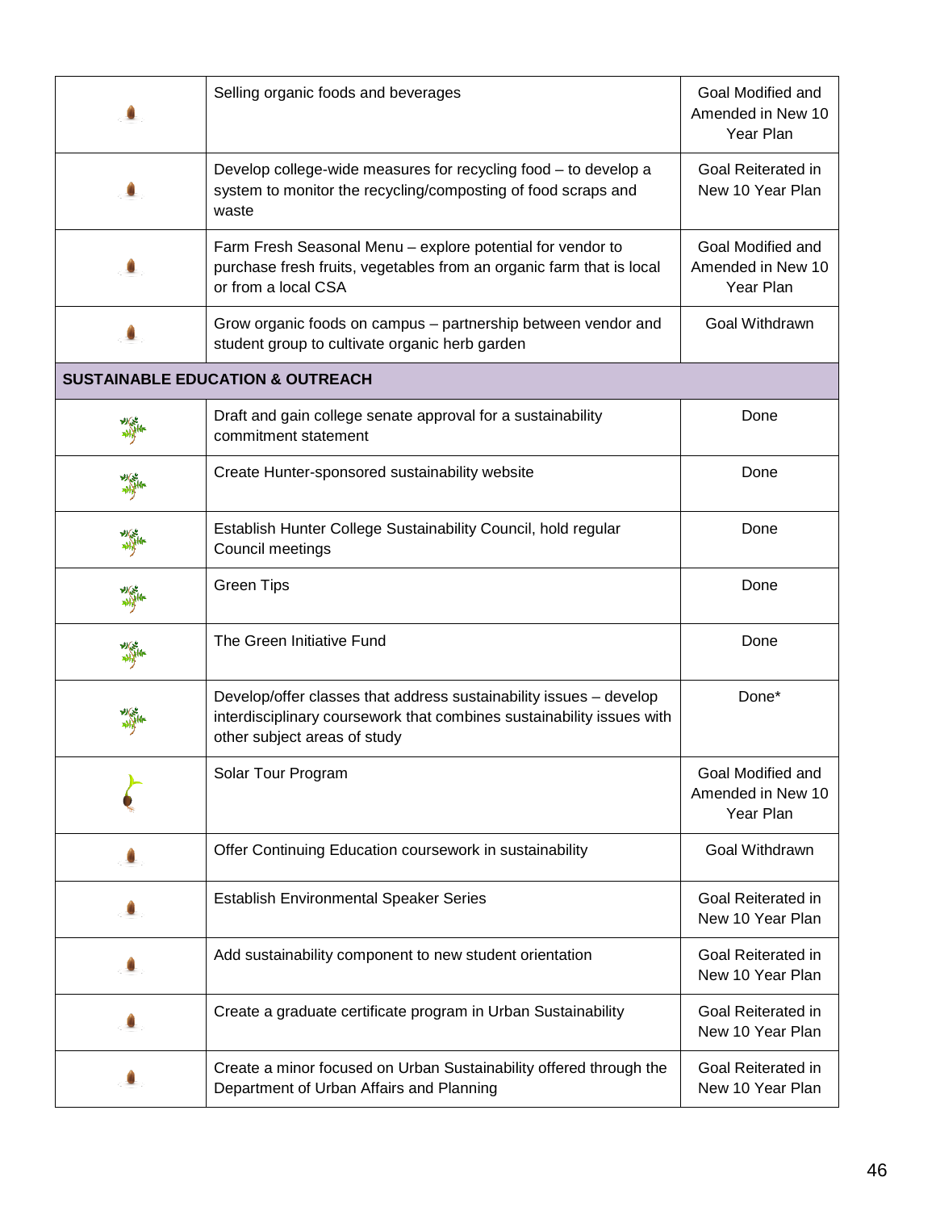| | | |
|---|---|---|
| | Selling organic foods and beverages | Goal Modified and Amended in New 10 Year Plan |
| | Develop college-wide measures for recycling food – to develop a system to monitor the recycling/composting of food scraps and waste | Goal Reiterated in New 10 Year Plan |
| | Farm Fresh Seasonal Menu – explore potential for vendor to purchase fresh fruits, vegetables from an organic farm that is local or from a local CSA | Goal Modified and Amended in New 10 Year Plan |
| | Grow organic foods on campus – partnership between vendor and student group to cultivate organic herb garden | Goal Withdrawn |
| **SUSTAINABLE EDUCATION & OUTREACH** | | |
| | Draft and gain college senate approval for a sustainability commitment statement | Done |
| | Create Hunter-sponsored sustainability website | Done |
| | Establish Hunter College Sustainability Council, hold regular Council meetings | Done |
| | Green Tips | Done |
| | The Green Initiative Fund | Done |
| | Develop/offer classes that address sustainability issues – develop interdisciplinary coursework that combines sustainability issues with other subject areas of study | Done* |
| | Solar Tour Program | Goal Modified and Amended in New 10 Year Plan |
| | Offer Continuing Education coursework in sustainability | Goal Withdrawn |
| | Establish Environmental Speaker Series | Goal Reiterated in New 10 Year Plan |
| | Add sustainability component to new student orientation | Goal Reiterated in New 10 Year Plan |
| | Create a graduate certificate program in Urban Sustainability | Goal Reiterated in New 10 Year Plan |
| | Create a minor focused on Urban Sustainability offered through the Department of Urban Affairs and Planning | Goal Reiterated in New 10 Year Plan |